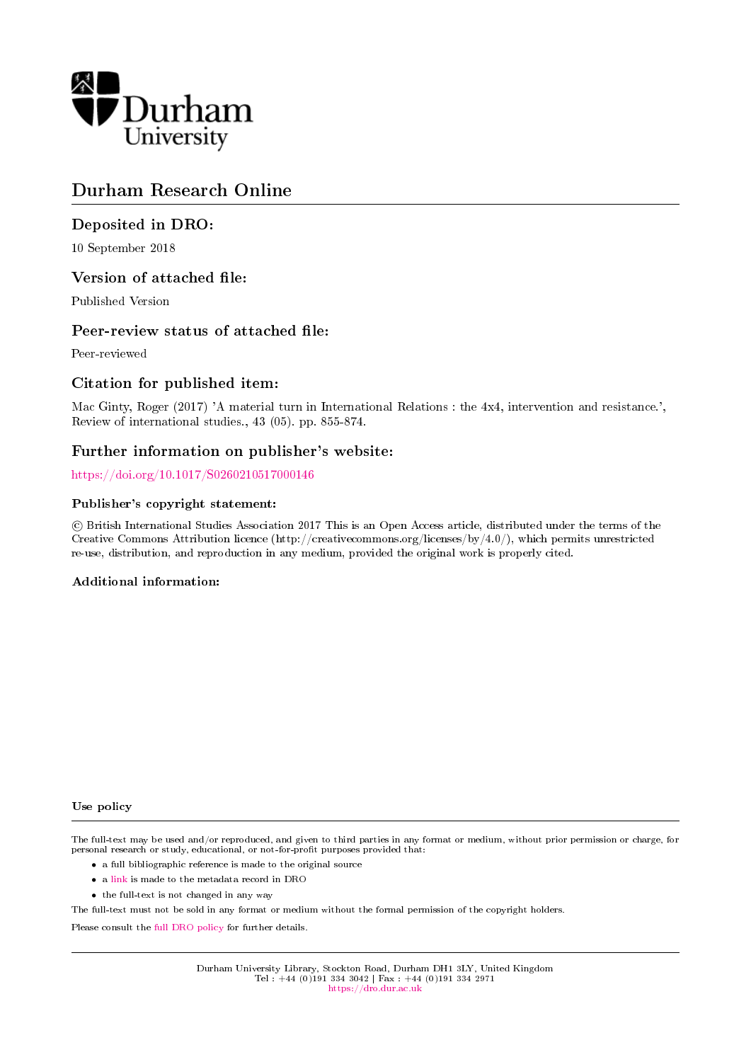Durham University

# Durham Research Online

## Deposited in DRO:

10 September 2018

## Version of attached file:

Published Version

## Peer-review status of attached file:

Peer-reviewed

## Citation for published item:

Mac Ginty, Roger (2017) 'A material turn in International Relations : the 4x4, intervention and resistance.', Review of international studies., 43 (05). pp. 855-874.

## Further information on publisher's website:

https://doi.org/10.1017/S0260210517000146

### Publisher's copyright statement:

© British International Studies Association 2017 This is an Open Access article, distributed under the terms of the Creative Commons Attribution licence (http://creativecommons.org/licenses/by/4.0/), which permits unrestricted re-use, distribution, and reproduction in any medium, provided the original work is properly cited.

### Additional information:

#### Use policy

The full-text may be used and/or reproduced, and given to third parties in any format or medium, without prior permission or charge, for personal research or study, educational, or not-for-profit purposes provided that:

- a full bibliographic reference is made to the original source
- a link is made to the metadata record in DRO
- the full-text is not changed in any way

The full-text must not be sold in any format or medium without the formal permission of the copyright holders.

Please consult the full DRO policy for further details.

Durham University Library, Stockton Road, Durham DH1 3LY, United Kingdom
Tel : +44 (0)191 334 3042 | Fax : +44 (0)191 334 2971
https://dro.dur.ac.uk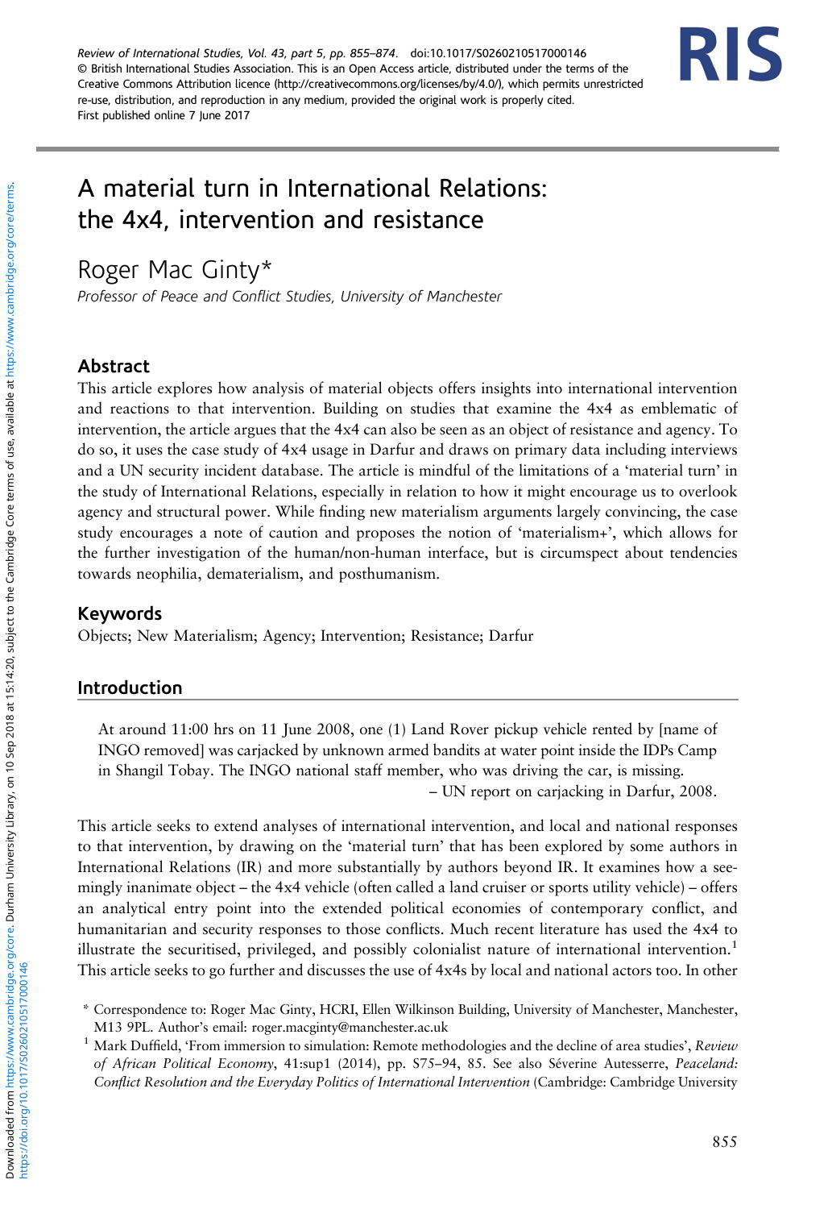# A material turn in International Relations: the 4x4, intervention and resistance

Roger Mac Ginty*

*Professor of Peace and Conflict Studies, University of Manchester*

## Abstract

This article explores how analysis of material objects offers insights into international intervention and reactions to that intervention. Building on studies that examine the 4x4 as emblematic of intervention, the article argues that the 4x4 can also be seen as an object of resistance and agency. To do so, it uses the case study of 4x4 usage in Darfur and draws on primary data including interviews and a UN security incident database. The article is mindful of the limitations of a 'material turn' in the study of International Relations, especially in relation to how it might encourage us to overlook agency and structural power. While finding new materialism arguments largely convincing, the case study encourages a note of caution and proposes the notion of 'materialism+', which allows for the further investigation of the human/non-human interface, but is circumspect about tendencies towards neophilia, dematerialism, and posthumanism.

## Keywords

Objects; New Materialism; Agency; Intervention; Resistance; Darfur

## Introduction

> At around 11:00 hrs on 11 June 2008, one (1) Land Rover pickup vehicle rented by [name of INGO removed] was carjacked by unknown armed bandits at water point inside the IDPs Camp in Shangil Tobay. The INGO national staff member, who was driving the car, is missing.
>
> – UN report on carjacking in Darfur, 2008.

This article seeks to extend analyses of international intervention, and local and national responses to that intervention, by drawing on the 'material turn' that has been explored by some authors in International Relations (IR) and more substantially by authors beyond IR. It examines how a seemingly inanimate object – the 4x4 vehicle (often called a land cruiser or sports utility vehicle) – offers an analytical entry point into the extended political economies of contemporary conflict, and humanitarian and security responses to those conflicts. Much recent literature has used the 4x4 to illustrate the securitised, privileged, and possibly colonialist nature of international intervention.[1] This article seeks to go further and discusses the use of 4x4s by local and national actors too. In other

---

\* Correspondence to: Roger Mac Ginty, HCRI, Ellen Wilkinson Building, University of Manchester, Manchester, M13 9PL. Author's email: roger.macginty@manchester.ac.uk

[1] Mark Duffield, 'From immersion to simulation: Remote methodologies and the decline of area studies', *Review of African Political Economy*, 41:sup1 (2014), pp. S75–94, 85. See also Séverine Autesserre, *Peaceland: Conflict Resolution and the Everyday Politics of International Intervention* (Cambridge: Cambridge University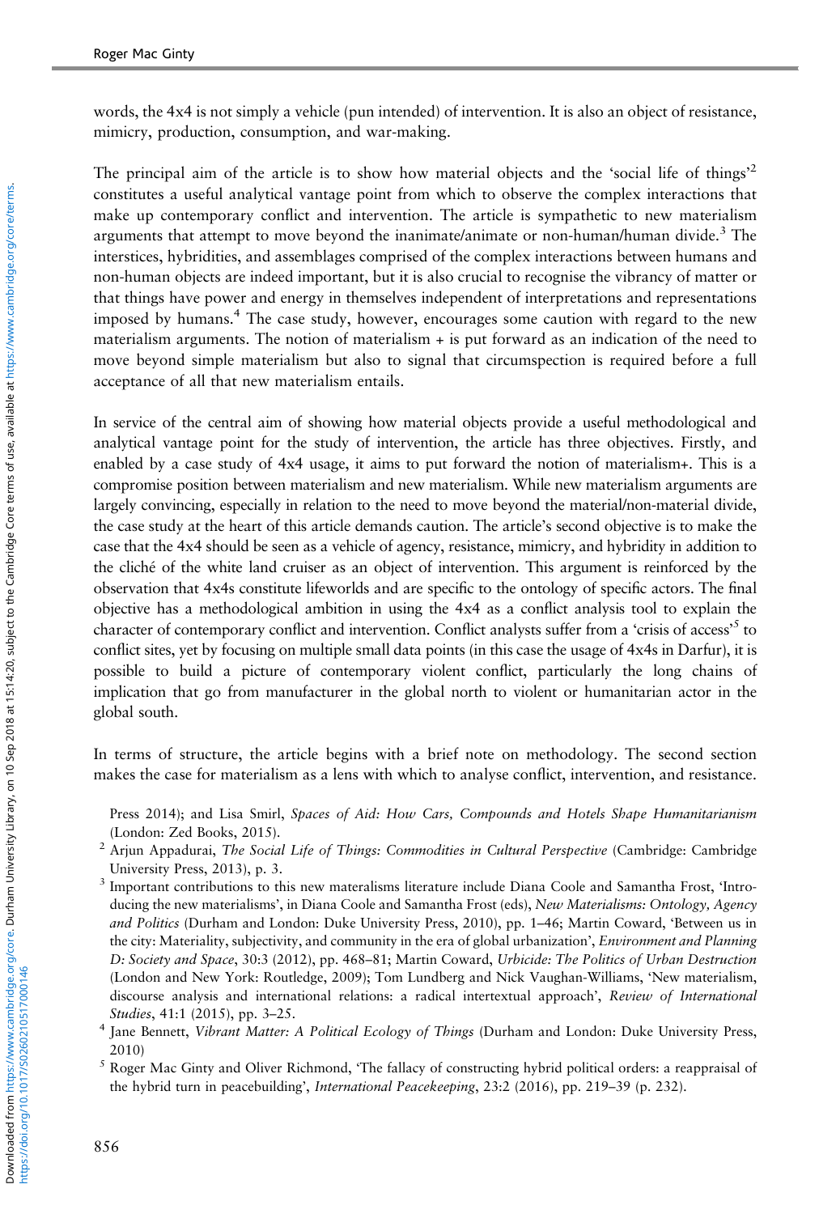words, the 4x4 is not simply a vehicle (pun intended) of intervention. It is also an object of resistance, mimicry, production, consumption, and war-making.

The principal aim of the article is to show how material objects and the 'social life of things'[2] constitutes a useful analytical vantage point from which to observe the complex interactions that make up contemporary conflict and intervention. The article is sympathetic to new materialism arguments that attempt to move beyond the inanimate/animate or non-human/human divide.[3] The interstices, hybridities, and assemblages comprised of the complex interactions between humans and non-human objects are indeed important, but it is also crucial to recognise the vibrancy of matter or that things have power and energy in themselves independent of interpretations and representations imposed by humans.[4] The case study, however, encourages some caution with regard to the new materialism arguments. The notion of materialism + is put forward as an indication of the need to move beyond simple materialism but also to signal that circumspection is required before a full acceptance of all that new materialism entails.

In service of the central aim of showing how material objects provide a useful methodological and analytical vantage point for the study of intervention, the article has three objectives. Firstly, and enabled by a case study of 4x4 usage, it aims to put forward the notion of materialism+. This is a compromise position between materialism and new materialism. While new materialism arguments are largely convincing, especially in relation to the need to move beyond the material/non-material divide, the case study at the heart of this article demands caution. The article's second objective is to make the case that the 4x4 should be seen as a vehicle of agency, resistance, mimicry, and hybridity in addition to the cliché of the white land cruiser as an object of intervention. This argument is reinforced by the observation that 4x4s constitute lifeworlds and are specific to the ontology of specific actors. The final objective has a methodological ambition in using the 4x4 as a conflict analysis tool to explain the character of contemporary conflict and intervention. Conflict analysts suffer from a 'crisis of access'[5] to conflict sites, yet by focusing on multiple small data points (in this case the usage of 4x4s in Darfur), it is possible to build a picture of contemporary violent conflict, particularly the long chains of implication that go from manufacturer in the global north to violent or humanitarian actor in the global south.

In terms of structure, the article begins with a brief note on methodology. The second section makes the case for materialism as a lens with which to analyse conflict, intervention, and resistance.

Press 2014); and Lisa Smirl, *Spaces of Aid: How Cars, Compounds and Hotels Shape Humanitarianism* (London: Zed Books, 2015).

[2] Arjun Appadurai, *The Social Life of Things: Commodities in Cultural Perspective* (Cambridge: Cambridge University Press, 2013), p. 3.

[3] Important contributions to this new materalisms literature include Diana Coole and Samantha Frost, 'Introducing the new materialisms', in Diana Coole and Samantha Frost (eds), *New Materialisms: Ontology, Agency and Politics* (Durham and London: Duke University Press, 2010), pp. 1–46; Martin Coward, 'Between us in the city: Materiality, subjectivity, and community in the era of global urbanization', *Environment and Planning D: Society and Space*, 30:3 (2012), pp. 468–81; Martin Coward, *Urbicide: The Politics of Urban Destruction* (London and New York: Routledge, 2009); Tom Lundberg and Nick Vaughan-Williams, 'New materialism, discourse analysis and international relations: a radical intertextual approach', *Review of International Studies*, 41:1 (2015), pp. 3–25.

[4] Jane Bennett, *Vibrant Matter: A Political Ecology of Things* (Durham and London: Duke University Press, 2010)

[5] Roger Mac Ginty and Oliver Richmond, 'The fallacy of constructing hybrid political orders: a reappraisal of the hybrid turn in peacebuilding', *International Peacekeeping*, 23:2 (2016), pp. 219–39 (p. 232).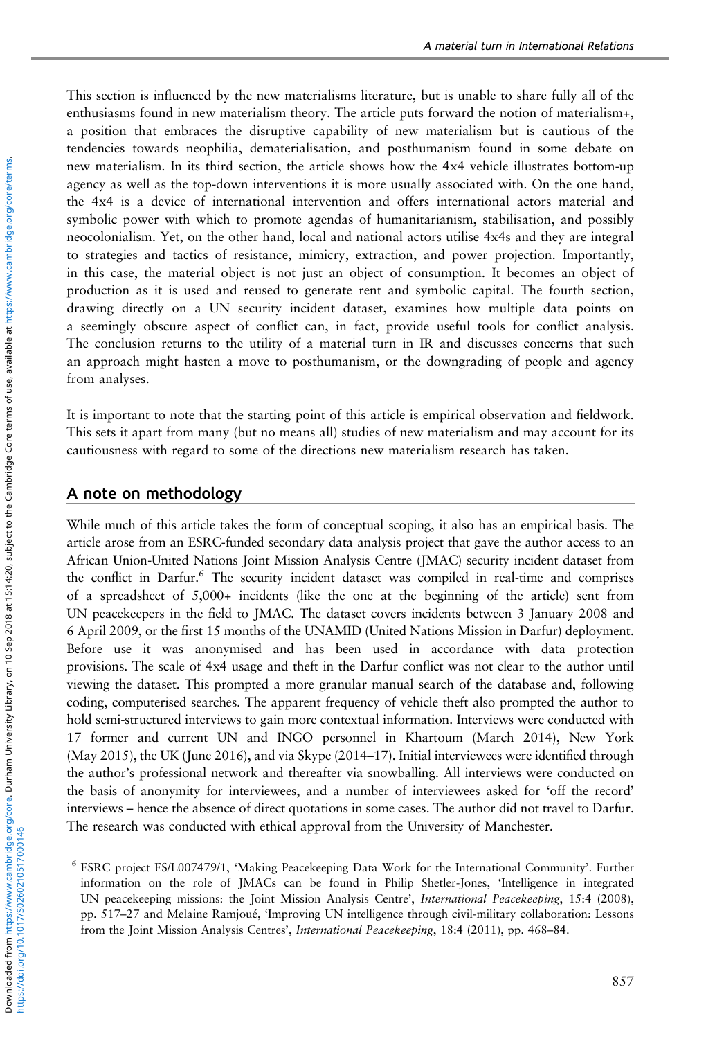This section is influenced by the new materialisms literature, but is unable to share fully all of the enthusiasms found in new materialism theory. The article puts forward the notion of materialism+, a position that embraces the disruptive capability of new materialism but is cautious of the tendencies towards neophilia, dematerialisation, and posthumanism found in some debate on new materialism. In its third section, the article shows how the 4x4 vehicle illustrates bottom-up agency as well as the top-down interventions it is more usually associated with. On the one hand, the 4x4 is a device of international intervention and offers international actors material and symbolic power with which to promote agendas of humanitarianism, stabilisation, and possibly neocolonialism. Yet, on the other hand, local and national actors utilise 4x4s and they are integral to strategies and tactics of resistance, mimicry, extraction, and power projection. Importantly, in this case, the material object is not just an object of consumption. It becomes an object of production as it is used and reused to generate rent and symbolic capital. The fourth section, drawing directly on a UN security incident dataset, examines how multiple data points on a seemingly obscure aspect of conflict can, in fact, provide useful tools for conflict analysis. The conclusion returns to the utility of a material turn in IR and discusses concerns that such an approach might hasten a move to posthumanism, or the downgrading of people and agency from analyses.

It is important to note that the starting point of this article is empirical observation and fieldwork. This sets it apart from many (but no means all) studies of new materialism and may account for its cautiousness with regard to some of the directions new materialism research has taken.

## A note on methodology

While much of this article takes the form of conceptual scoping, it also has an empirical basis. The article arose from an ESRC-funded secondary data analysis project that gave the author access to an African Union-United Nations Joint Mission Analysis Centre (JMAC) security incident dataset from the conflict in Darfur.[6] The security incident dataset was compiled in real-time and comprises of a spreadsheet of 5,000+ incidents (like the one at the beginning of the article) sent from UN peacekeepers in the field to JMAC. The dataset covers incidents between 3 January 2008 and 6 April 2009, or the first 15 months of the UNAMID (United Nations Mission in Darfur) deployment. Before use it was anonymised and has been used in accordance with data protection provisions. The scale of 4x4 usage and theft in the Darfur conflict was not clear to the author until viewing the dataset. This prompted a more granular manual search of the database and, following coding, computerised searches. The apparent frequency of vehicle theft also prompted the author to hold semi-structured interviews to gain more contextual information. Interviews were conducted with 17 former and current UN and INGO personnel in Khartoum (March 2014), New York (May 2015), the UK (June 2016), and via Skype (2014–17). Initial interviewees were identified through the author's professional network and thereafter via snowballing. All interviews were conducted on the basis of anonymity for interviewees, and a number of interviewees asked for 'off the record' interviews – hence the absence of direct quotations in some cases. The author did not travel to Darfur. The research was conducted with ethical approval from the University of Manchester.

[6] ESRC project ES/L007479/1, 'Making Peacekeeping Data Work for the International Community'. Further information on the role of JMACs can be found in Philip Shetler-Jones, 'Intelligence in integrated UN peacekeeping missions: the Joint Mission Analysis Centre', *International Peacekeeping*, 15:4 (2008), pp. 517–27 and Melaine Ramjoué, 'Improving UN intelligence through civil-military collaboration: Lessons from the Joint Mission Analysis Centres', *International Peacekeeping*, 18:4 (2011), pp. 468–84.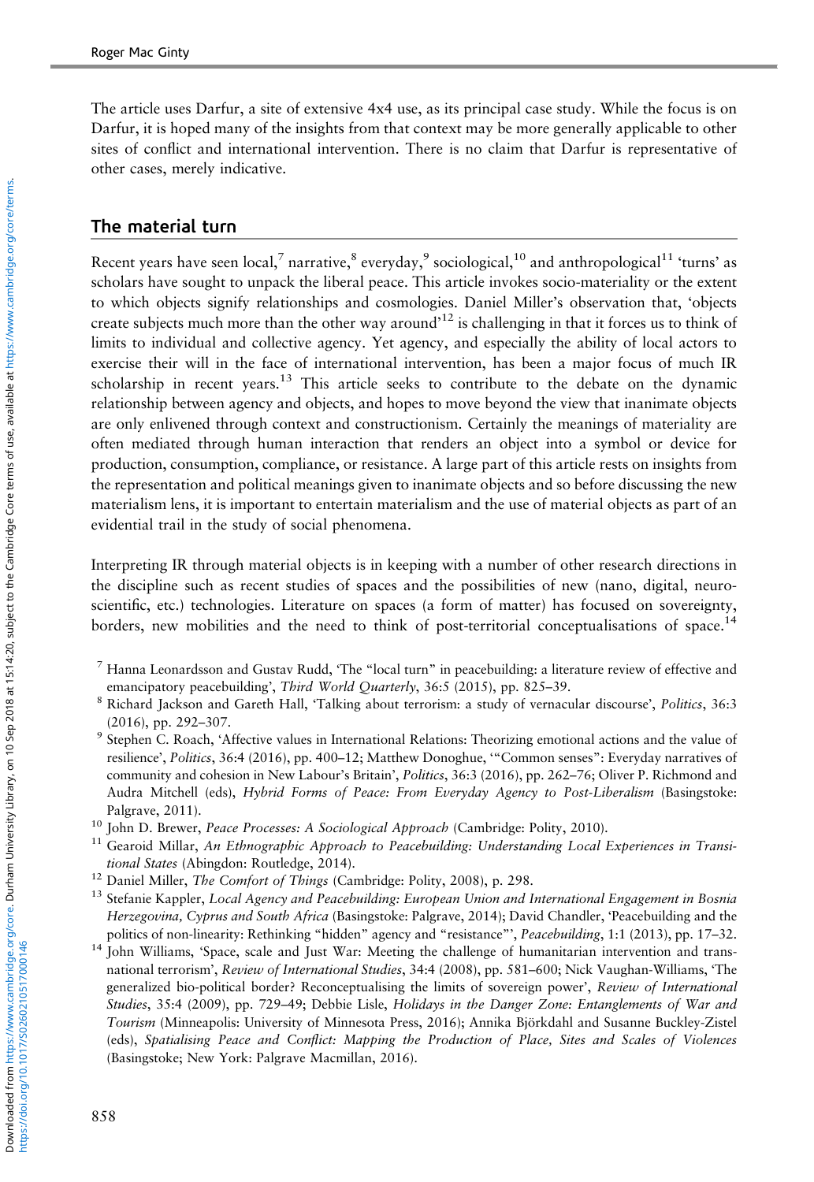The article uses Darfur, a site of extensive 4x4 use, as its principal case study. While the focus is on Darfur, it is hoped many of the insights from that context may be more generally applicable to other sites of conflict and international intervention. There is no claim that Darfur is representative of other cases, merely indicative.

## The material turn

Recent years have seen local,[7] narrative,[8] everyday,[9] sociological,[10] and anthropological[11] 'turns' as scholars have sought to unpack the liberal peace. This article invokes socio-materiality or the extent to which objects signify relationships and cosmologies. Daniel Miller's observation that, 'objects create subjects much more than the other way around'[12] is challenging in that it forces us to think of limits to individual and collective agency. Yet agency, and especially the ability of local actors to exercise their will in the face of international intervention, has been a major focus of much IR scholarship in recent years.[13] This article seeks to contribute to the debate on the dynamic relationship between agency and objects, and hopes to move beyond the view that inanimate objects are only enlivened through context and constructionism. Certainly the meanings of materiality are often mediated through human interaction that renders an object into a symbol or device for production, consumption, compliance, or resistance. A large part of this article rests on insights from the representation and political meanings given to inanimate objects and so before discussing the new materialism lens, it is important to entertain materialism and the use of material objects as part of an evidential trail in the study of social phenomena.

Interpreting IR through material objects is in keeping with a number of other research directions in the discipline such as recent studies of spaces and the possibilities of new (nano, digital, neuro-scientific, etc.) technologies. Literature on spaces (a form of matter) has focused on sovereignty, borders, new mobilities and the need to think of post-territorial conceptualisations of space.[14]

[7] Hanna Leonardsson and Gustav Rudd, 'The "local turn" in peacebuilding: a literature review of effective and emancipatory peacebuilding', *Third World Quarterly*, 36:5 (2015), pp. 825–39.

[8] Richard Jackson and Gareth Hall, 'Talking about terrorism: a study of vernacular discourse', *Politics*, 36:3 (2016), pp. 292–307.

[9] Stephen C. Roach, 'Affective values in International Relations: Theorizing emotional actions and the value of resilience', *Politics*, 36:4 (2016), pp. 400–12; Matthew Donoghue, '"Common senses": Everyday narratives of community and cohesion in New Labour's Britain', *Politics*, 36:3 (2016), pp. 262–76; Oliver P. Richmond and Audra Mitchell (eds), *Hybrid Forms of Peace: From Everyday Agency to Post-Liberalism* (Basingstoke: Palgrave, 2011).

[10] John D. Brewer, *Peace Processes: A Sociological Approach* (Cambridge: Polity, 2010).

[11] Gearoid Millar, *An Ethnographic Approach to Peacebuilding: Understanding Local Experiences in Transitional States* (Abingdon: Routledge, 2014).

[12] Daniel Miller, *The Comfort of Things* (Cambridge: Polity, 2008), p. 298.

[13] Stefanie Kappler, *Local Agency and Peacebuilding: European Union and International Engagement in Bosnia Herzegovina, Cyprus and South Africa* (Basingstoke: Palgrave, 2014); David Chandler, 'Peacebuilding and the politics of non-linearity: Rethinking "hidden" agency and "resistance"', *Peacebuilding*, 1:1 (2013), pp. 17–32.

[14] John Williams, 'Space, scale and Just War: Meeting the challenge of humanitarian intervention and trans-national terrorism', *Review of International Studies*, 34:4 (2008), pp. 581–600; Nick Vaughan-Williams, 'The generalized bio-political border? Reconceptualising the limits of sovereign power', *Review of International Studies*, 35:4 (2009), pp. 729–49; Debbie Lisle, *Holidays in the Danger Zone: Entanglements of War and Tourism* (Minneapolis: University of Minnesota Press, 2016); Annika Björkdahl and Susanne Buckley-Zistel (eds), *Spatialising Peace and Conflict: Mapping the Production of Place, Sites and Scales of Violences* (Basingstoke; New York: Palgrave Macmillan, 2016).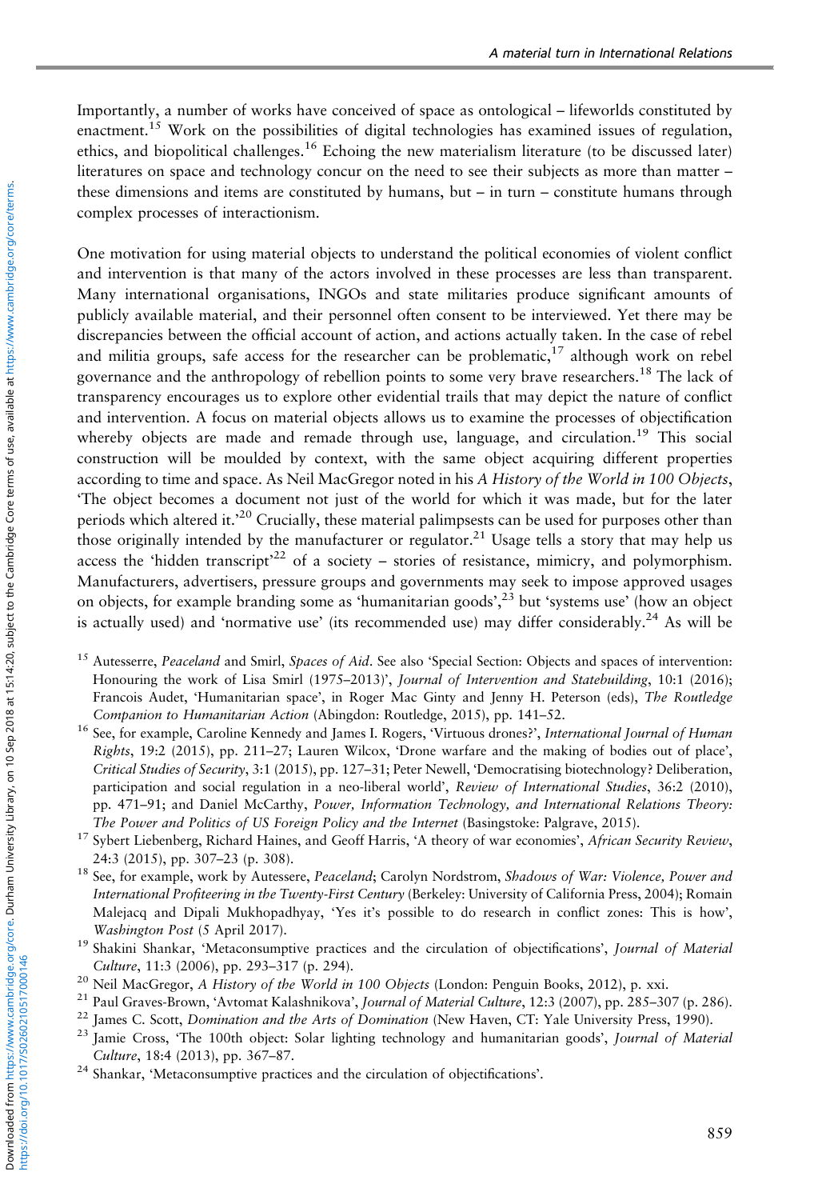Importantly, a number of works have conceived of space as ontological – lifeworlds constituted by enactment.[15] Work on the possibilities of digital technologies has examined issues of regulation, ethics, and biopolitical challenges.[16] Echoing the new materialism literature (to be discussed later) literatures on space and technology concur on the need to see their subjects as more than matter – these dimensions and items are constituted by humans, but – in turn – constitute humans through complex processes of interactionism.

One motivation for using material objects to understand the political economies of violent conflict and intervention is that many of the actors involved in these processes are less than transparent. Many international organisations, INGOs and state militaries produce significant amounts of publicly available material, and their personnel often consent to be interviewed. Yet there may be discrepancies between the official account of action, and actions actually taken. In the case of rebel and militia groups, safe access for the researcher can be problematic,[17] although work on rebel governance and the anthropology of rebellion points to some very brave researchers.[18] The lack of transparency encourages us to explore other evidential trails that may depict the nature of conflict and intervention. A focus on material objects allows us to examine the processes of objectification whereby objects are made and remade through use, language, and circulation.[19] This social construction will be moulded by context, with the same object acquiring different properties according to time and space. As Neil MacGregor noted in his *A History of the World in 100 Objects*, 'The object becomes a document not just of the world for which it was made, but for the later periods which altered it.'[20] Crucially, these material palimpsests can be used for purposes other than those originally intended by the manufacturer or regulator.[21] Usage tells a story that may help us access the 'hidden transcript'[22] of a society – stories of resistance, mimicry, and polymorphism. Manufacturers, advertisers, pressure groups and governments may seek to impose approved usages on objects, for example branding some as 'humanitarian goods',[23] but 'systems use' (how an object is actually used) and 'normative use' (its recommended use) may differ considerably.[24] As will be

[15] Autesserre, *Peaceland* and Smirl, *Spaces of Aid*. See also 'Special Section: Objects and spaces of intervention: Honouring the work of Lisa Smirl (1975–2013)', *Journal of Intervention and Statebuilding*, 10:1 (2016); Francois Audet, 'Humanitarian space', in Roger Mac Ginty and Jenny H. Peterson (eds), *The Routledge Companion to Humanitarian Action* (Abingdon: Routledge, 2015), pp. 141–52.

[16] See, for example, Caroline Kennedy and James I. Rogers, 'Virtuous drones?', *International Journal of Human Rights*, 19:2 (2015), pp. 211–27; Lauren Wilcox, 'Drone warfare and the making of bodies out of place', *Critical Studies of Security*, 3:1 (2015), pp. 127–31; Peter Newell, 'Democratising biotechnology? Deliberation, participation and social regulation in a neo-liberal world', *Review of International Studies*, 36:2 (2010), pp. 471–91; and Daniel McCarthy, *Power, Information Technology, and International Relations Theory: The Power and Politics of US Foreign Policy and the Internet* (Basingstoke: Palgrave, 2015).

[17] Sybert Liebenberg, Richard Haines, and Geoff Harris, 'A theory of war economies', *African Security Review*, 24:3 (2015), pp. 307–23 (p. 308).

[18] See, for example, work by Autesserre, *Peaceland*; Carolyn Nordstrom, *Shadows of War: Violence, Power and International Profiteering in the Twenty-First Century* (Berkeley: University of California Press, 2004); Romain Malejacq and Dipali Mukhopadhyay, 'Yes it's possible to do research in conflict zones: This is how', *Washington Post* (5 April 2017).

[19] Shakini Shankar, 'Metaconsumptive practices and the circulation of objectifications', *Journal of Material Culture*, 11:3 (2006), pp. 293–317 (p. 294).

[20] Neil MacGregor, *A History of the World in 100 Objects* (London: Penguin Books, 2012), p. xxi.

[21] Paul Graves-Brown, 'Avtomat Kalashnikova', *Journal of Material Culture*, 12:3 (2007), pp. 285–307 (p. 286).

[22] James C. Scott, *Domination and the Arts of Domination* (New Haven, CT: Yale University Press, 1990).

[23] Jamie Cross, 'The 100th object: Solar lighting technology and humanitarian goods', *Journal of Material Culture*, 18:4 (2013), pp. 367–87.

[24] Shankar, 'Metaconsumptive practices and the circulation of objectifications'.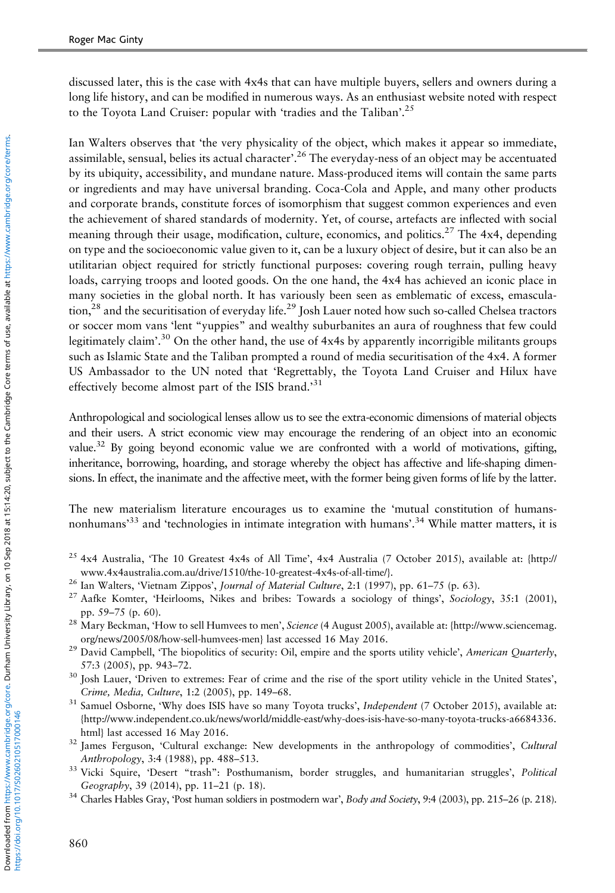discussed later, this is the case with 4x4s that can have multiple buyers, sellers and owners during a long life history, and can be modified in numerous ways. As an enthusiast website noted with respect to the Toyota Land Cruiser: popular with 'tradies and the Taliban'.[25]

Ian Walters observes that 'the very physicality of the object, which makes it appear so immediate, assimilable, sensual, belies its actual character'.[26] The everyday-ness of an object may be accentuated by its ubiquity, accessibility, and mundane nature. Mass-produced items will contain the same parts or ingredients and may have universal branding. Coca-Cola and Apple, and many other products and corporate brands, constitute forces of isomorphism that suggest common experiences and even the achievement of shared standards of modernity. Yet, of course, artefacts are inflected with social meaning through their usage, modification, culture, economics, and politics.[27] The 4x4, depending on type and the socioeconomic value given to it, can be a luxury object of desire, but it can also be an utilitarian object required for strictly functional purposes: covering rough terrain, pulling heavy loads, carrying troops and looted goods. On the one hand, the 4x4 has achieved an iconic place in many societies in the global north. It has variously been seen as emblematic of excess, emasculation,[28] and the securitisation of everyday life.[29] Josh Lauer noted how such so-called Chelsea tractors or soccer mom vans 'lent "yuppies" and wealthy suburbanites an aura of roughness that few could legitimately claim'.[30] On the other hand, the use of 4x4s by apparently incorrigible militants groups such as Islamic State and the Taliban prompted a round of media securitisation of the 4x4. A former US Ambassador to the UN noted that 'Regrettably, the Toyota Land Cruiser and Hilux have effectively become almost part of the ISIS brand.'[31]

Anthropological and sociological lenses allow us to see the extra-economic dimensions of material objects and their users. A strict economic view may encourage the rendering of an object into an economic value.[32] By going beyond economic value we are confronted with a world of motivations, gifting, inheritance, borrowing, hoarding, and storage whereby the object has affective and life-shaping dimensions. In effect, the inanimate and the affective meet, with the former being given forms of life by the latter.

The new materialism literature encourages us to examine the 'mutual constitution of humans-nonhumans'[33] and 'technologies in intimate integration with humans'.[34] While matter matters, it is

---

[25] 4x4 Australia, 'The 10 Greatest 4x4s of All Time', 4x4 Australia (7 October 2015), available at: {http://www.4x4australia.com.au/drive/1510/the-10-greatest-4x4s-of-all-time/}.

[26] Ian Walters, 'Vietnam Zippos', *Journal of Material Culture*, 2:1 (1997), pp. 61–75 (p. 63).

[27] Aafke Komter, 'Heirlooms, Nikes and bribes: Towards a sociology of things', *Sociology*, 35:1 (2001), pp. 59–75 (p. 60).

[28] Mary Beckman, 'How to sell Humvees to men', *Science* (4 August 2005), available at: {http://www.sciencemag.org/news/2005/08/how-sell-humvees-men} last accessed 16 May 2016.

[29] David Campbell, 'The biopolitics of security: Oil, empire and the sports utility vehicle', *American Quarterly*, 57:3 (2005), pp. 943–72.

[30] Josh Lauer, 'Driven to extremes: Fear of crime and the rise of the sport utility vehicle in the United States', *Crime, Media, Culture*, 1:2 (2005), pp. 149–68.

[31] Samuel Osborne, 'Why does ISIS have so many Toyota trucks', *Independent* (7 October 2015), available at: {http://www.independent.co.uk/news/world/middle-east/why-does-isis-have-so-many-toyota-trucks-a6684336.html} last accessed 16 May 2016.

[32] James Ferguson, 'Cultural exchange: New developments in the anthropology of commodities', *Cultural Anthropology*, 3:4 (1988), pp. 488–513.

[33] Vicki Squire, 'Desert "trash": Posthumanism, border struggles, and humanitarian struggles', *Political Geography*, 39 (2014), pp. 11–21 (p. 18).

[34] Charles Hables Gray, 'Post human soldiers in postmodern war', *Body and Society*, 9:4 (2003), pp. 215–26 (p. 218).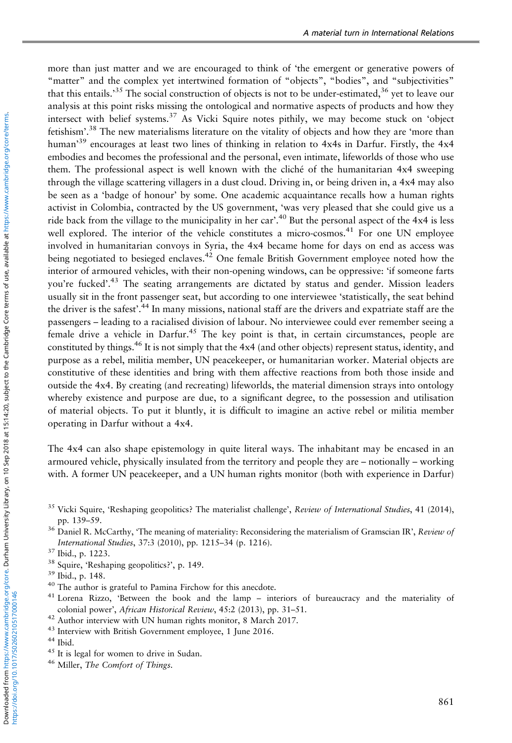more than just matter and we are encouraged to think of 'the emergent or generative powers of "matter" and the complex yet intertwined formation of "objects", "bodies", and "subjectivities" that this entails.'[35] The social construction of objects is not to be under-estimated,[36] yet to leave our analysis at this point risks missing the ontological and normative aspects of products and how they intersect with belief systems.[37] As Vicki Squire notes pithily, we may become stuck on 'object fetishism'.[38] The new materialisms literature on the vitality of objects and how they are 'more than human'[39] encourages at least two lines of thinking in relation to 4x4s in Darfur. Firstly, the 4x4 embodies and becomes the professional and the personal, even intimate, lifeworlds of those who use them. The professional aspect is well known with the cliché of the humanitarian 4x4 sweeping through the village scattering villagers in a dust cloud. Driving in, or being driven in, a 4x4 may also be seen as a 'badge of honour' by some. One academic acquaintance recalls how a human rights activist in Colombia, contracted by the US government, 'was very pleased that she could give us a ride back from the village to the municipality in her car'.[40] But the personal aspect of the 4x4 is less well explored. The interior of the vehicle constitutes a micro-cosmos.[41] For one UN employee involved in humanitarian convoys in Syria, the 4x4 became home for days on end as access was being negotiated to besieged enclaves.[42] One female British Government employee noted how the interior of armoured vehicles, with their non-opening windows, can be oppressive: 'if someone farts you're fucked'.[43] The seating arrangements are dictated by status and gender. Mission leaders usually sit in the front passenger seat, but according to one interviewee 'statistically, the seat behind the driver is the safest'.[44] In many missions, national staff are the drivers and expatriate staff are the passengers – leading to a racialised division of labour. No interviewee could ever remember seeing a female drive a vehicle in Darfur.[45] The key point is that, in certain circumstances, people are constituted by things.[46] It is not simply that the 4x4 (and other objects) represent status, identity, and purpose as a rebel, militia member, UN peacekeeper, or humanitarian worker. Material objects are constitutive of these identities and bring with them affective reactions from both those inside and outside the 4x4. By creating (and recreating) lifeworlds, the material dimension strays into ontology whereby existence and purpose are due, to a significant degree, to the possession and utilisation of material objects. To put it bluntly, it is difficult to imagine an active rebel or militia member operating in Darfur without a 4x4.

The 4x4 can also shape epistemology in quite literal ways. The inhabitant may be encased in an armoured vehicle, physically insulated from the territory and people they are – notionally – working with. A former UN peacekeeper, and a UN human rights monitor (both with experience in Darfur)

---

[35] Vicki Squire, 'Reshaping geopolitics? The materialist challenge', *Review of International Studies*, 41 (2014), pp. 139–59.

[36] Daniel R. McCarthy, 'The meaning of materiality: Reconsidering the materialism of Gramscian IR', *Review of International Studies*, 37:3 (2010), pp. 1215–34 (p. 1216).

[37] Ibid., p. 1223.

[38] Squire, 'Reshaping geopolitics?', p. 149.

[39] Ibid., p. 148.

[40] The author is grateful to Pamina Firchow for this anecdote.

[41] Lorena Rizzo, 'Between the book and the lamp – interiors of bureaucracy and the materiality of colonial power', *African Historical Review*, 45:2 (2013), pp. 31–51.

[42] Author interview with UN human rights monitor, 8 March 2017.

[43] Interview with British Government employee, 1 June 2016.

[44] Ibid.

[45] It is legal for women to drive in Sudan.

[46] Miller, *The Comfort of Things*.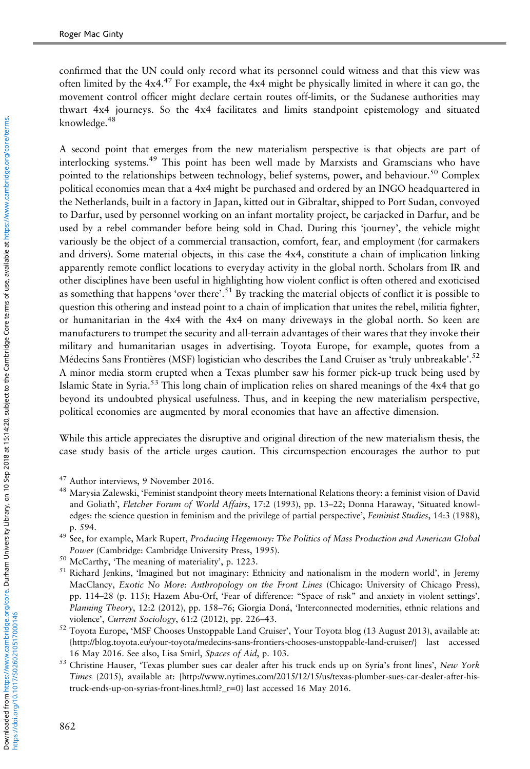confirmed that the UN could only record what its personnel could witness and that this view was often limited by the 4x4.[47] For example, the 4x4 might be physically limited in where it can go, the movement control officer might declare certain routes off-limits, or the Sudanese authorities may thwart 4x4 journeys. So the 4x4 facilitates and limits standpoint epistemology and situated knowledge.[48]

A second point that emerges from the new materialism perspective is that objects are part of interlocking systems.[49] This point has been well made by Marxists and Gramscians who have pointed to the relationships between technology, belief systems, power, and behaviour.[50] Complex political economies mean that a 4x4 might be purchased and ordered by an INGO headquartered in the Netherlands, built in a factory in Japan, kitted out in Gibraltar, shipped to Port Sudan, convoyed to Darfur, used by personnel working on an infant mortality project, be carjacked in Darfur, and be used by a rebel commander before being sold in Chad. During this 'journey', the vehicle might variously be the object of a commercial transaction, comfort, fear, and employment (for carmakers and drivers). Some material objects, in this case the 4x4, constitute a chain of implication linking apparently remote conflict locations to everyday activity in the global north. Scholars from IR and other disciplines have been useful in highlighting how violent conflict is often othered and exoticised as something that happens 'over there'.[51] By tracking the material objects of conflict it is possible to question this othering and instead point to a chain of implication that unites the rebel, militia fighter, or humanitarian in the 4x4 with the 4x4 on many driveways in the global north. So keen are manufacturers to trumpet the security and all-terrain advantages of their wares that they invoke their military and humanitarian usages in advertising. Toyota Europe, for example, quotes from a Médecins Sans Frontières (MSF) logistician who describes the Land Cruiser as 'truly unbreakable'.[52] A minor media storm erupted when a Texas plumber saw his former pick-up truck being used by Islamic State in Syria.[53] This long chain of implication relies on shared meanings of the 4x4 that go beyond its undoubted physical usefulness. Thus, and in keeping the new materialism perspective, political economies are augmented by moral economies that have an affective dimension.

While this article appreciates the disruptive and original direction of the new materialism thesis, the case study basis of the article urges caution. This circumspection encourages the author to put

[47] Author interviews, 9 November 2016.

[48] Marysia Zalewski, 'Feminist standpoint theory meets International Relations theory: a feminist vision of David and Goliath', *Fletcher Forum of World Affairs*, 17:2 (1993), pp. 13–22; Donna Haraway, 'Situated knowledges: the science question in feminism and the privilege of partial perspective', *Feminist Studies*, 14:3 (1988), p. 594.

[49] See, for example, Mark Rupert, *Producing Hegemony: The Politics of Mass Production and American Global Power* (Cambridge: Cambridge University Press, 1995).

[50] McCarthy, 'The meaning of materiality', p. 1223.

[51] Richard Jenkins, 'Imagined but not imaginary: Ethnicity and nationalism in the modern world', in Jeremy MacClancy, *Exotic No More: Anthropology on the Front Lines* (Chicago: University of Chicago Press), pp. 114–28 (p. 115); Hazem Abu-Orf, 'Fear of difference: "Space of risk" and anxiety in violent settings', *Planning Theory*, 12:2 (2012), pp. 158–76; Giorgia Doná, 'Interconnected modernities, ethnic relations and violence', *Current Sociology*, 61:2 (2012), pp. 226–43.

[52] Toyota Europe, 'MSF Chooses Unstoppable Land Cruiser', Your Toyota blog (13 August 2013), available at: {http://blog.toyota.eu/your-toyota/medecins-sans-frontiers-chooses-unstoppable-land-cruiser/} last accessed 16 May 2016. See also, Lisa Smirl, *Spaces of Aid*, p. 103.

[53] Christine Hauser, 'Texas plumber sues car dealer after his truck ends up on Syria's front lines', *New York Times* (2015), available at: {http://www.nytimes.com/2015/12/15/us/texas-plumber-sues-car-dealer-after-his-truck-ends-up-on-syrias-front-lines.html?_r=0} last accessed 16 May 2016.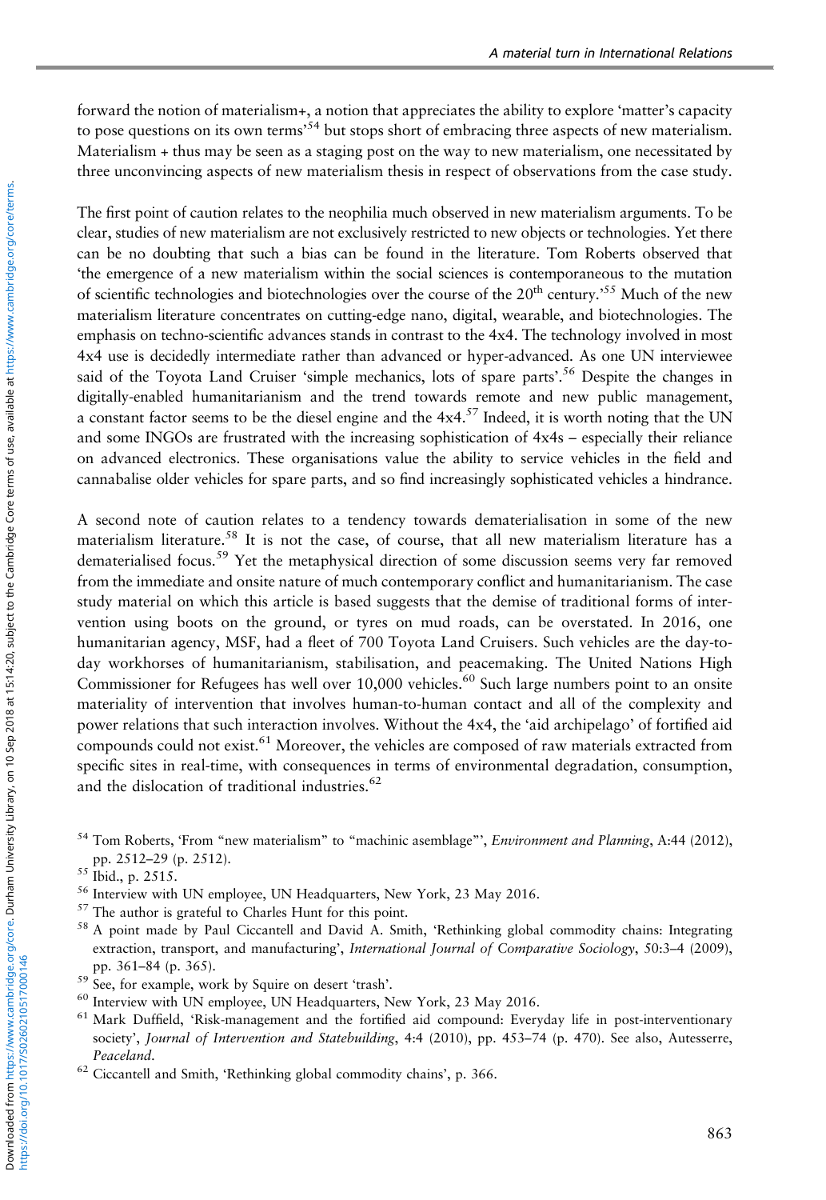forward the notion of materialism+, a notion that appreciates the ability to explore 'matter's capacity to pose questions on its own terms'[54] but stops short of embracing three aspects of new materialism. Materialism + thus may be seen as a staging post on the way to new materialism, one necessitated by three unconvincing aspects of new materialism thesis in respect of observations from the case study.

The first point of caution relates to the neophilia much observed in new materialism arguments. To be clear, studies of new materialism are not exclusively restricted to new objects or technologies. Yet there can be no doubting that such a bias can be found in the literature. Tom Roberts observed that 'the emergence of a new materialism within the social sciences is contemporaneous to the mutation of scientific technologies and biotechnologies over the course of the 20th century.'[55] Much of the new materialism literature concentrates on cutting-edge nano, digital, wearable, and biotechnologies. The emphasis on techno-scientific advances stands in contrast to the 4x4. The technology involved in most 4x4 use is decidedly intermediate rather than advanced or hyper-advanced. As one UN interviewee said of the Toyota Land Cruiser 'simple mechanics, lots of spare parts'.[56] Despite the changes in digitally-enabled humanitarianism and the trend towards remote and new public management, a constant factor seems to be the diesel engine and the 4x4.[57] Indeed, it is worth noting that the UN and some INGOs are frustrated with the increasing sophistication of 4x4s – especially their reliance on advanced electronics. These organisations value the ability to service vehicles in the field and cannabalise older vehicles for spare parts, and so find increasingly sophisticated vehicles a hindrance.

A second note of caution relates to a tendency towards dematerialisation in some of the new materialism literature.[58] It is not the case, of course, that all new materialism literature has a dematerialised focus.[59] Yet the metaphysical direction of some discussion seems very far removed from the immediate and onsite nature of much contemporary conflict and humanitarianism. The case study material on which this article is based suggests that the demise of traditional forms of intervention using boots on the ground, or tyres on mud roads, can be overstated. In 2016, one humanitarian agency, MSF, had a fleet of 700 Toyota Land Cruisers. Such vehicles are the day-to-day workhorses of humanitarianism, stabilisation, and peacemaking. The United Nations High Commissioner for Refugees has well over 10,000 vehicles.[60] Such large numbers point to an onsite materiality of intervention that involves human-to-human contact and all of the complexity and power relations that such interaction involves. Without the 4x4, the 'aid archipelago' of fortified aid compounds could not exist.[61] Moreover, the vehicles are composed of raw materials extracted from specific sites in real-time, with consequences in terms of environmental degradation, consumption, and the dislocation of traditional industries.[62]

[54] Tom Roberts, 'From "new materialism" to "machinic asemblage"', *Environment and Planning*, A:44 (2012), pp. 2512–29 (p. 2512).

[55] Ibid., p. 2515.

[56] Interview with UN employee, UN Headquarters, New York, 23 May 2016.

[57] The author is grateful to Charles Hunt for this point.

[58] A point made by Paul Ciccantell and David A. Smith, 'Rethinking global commodity chains: Integrating extraction, transport, and manufacturing', *International Journal of Comparative Sociology*, 50:3–4 (2009), pp. 361–84 (p. 365).

[59] See, for example, work by Squire on desert 'trash'.

[60] Interview with UN employee, UN Headquarters, New York, 23 May 2016.

[61] Mark Duffield, 'Risk-management and the fortified aid compound: Everyday life in post-interventionary society', *Journal of Intervention and Statebuilding*, 4:4 (2010), pp. 453–74 (p. 470). See also, Autesserre, *Peaceland*.

[62] Ciccantell and Smith, 'Rethinking global commodity chains', p. 366.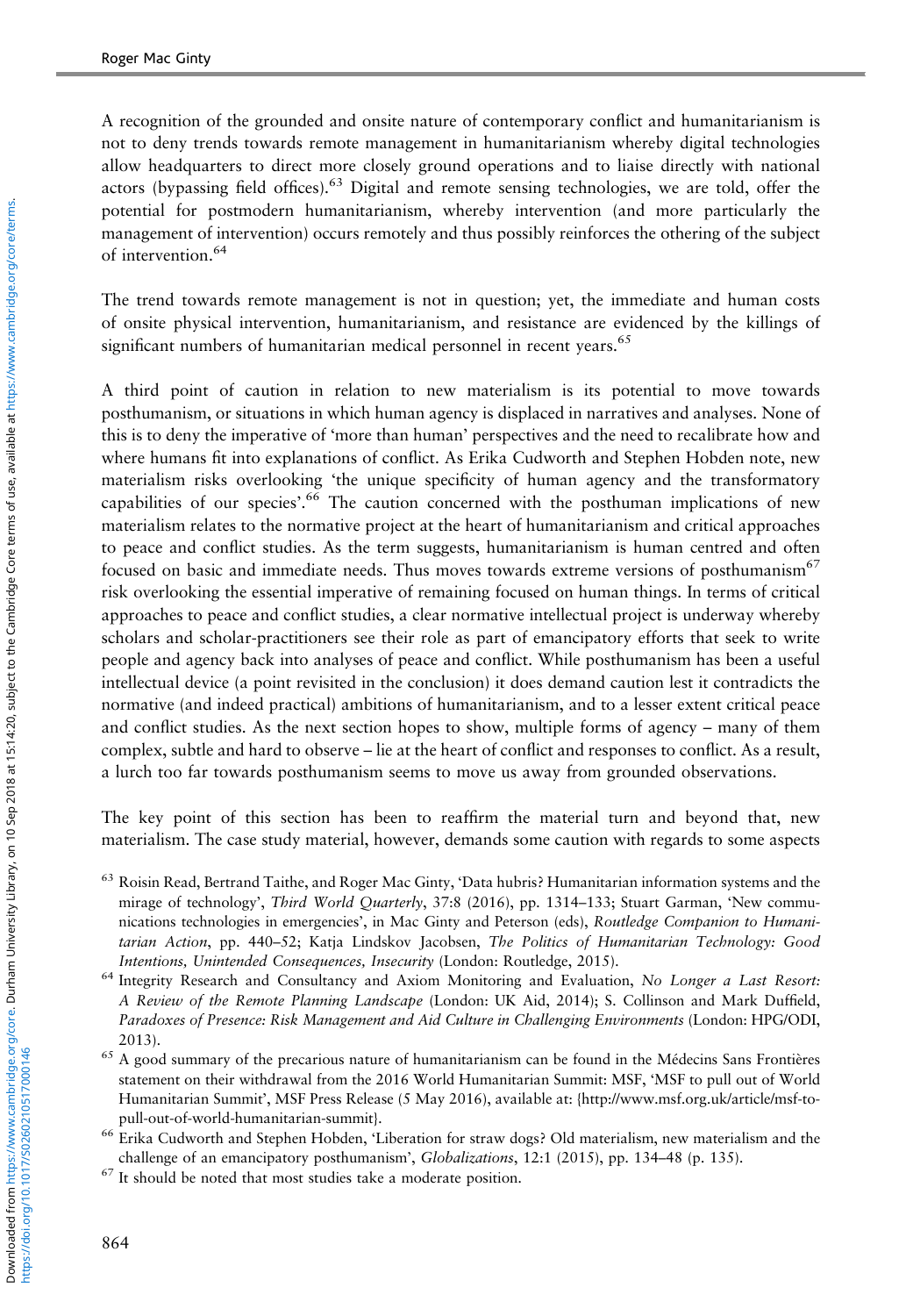A recognition of the grounded and onsite nature of contemporary conflict and humanitarianism is not to deny trends towards remote management in humanitarianism whereby digital technologies allow headquarters to direct more closely ground operations and to liaise directly with national actors (bypassing field offices).[63] Digital and remote sensing technologies, we are told, offer the potential for postmodern humanitarianism, whereby intervention (and more particularly the management of intervention) occurs remotely and thus possibly reinforces the othering of the subject of intervention.[64]

The trend towards remote management is not in question; yet, the immediate and human costs of onsite physical intervention, humanitarianism, and resistance are evidenced by the killings of significant numbers of humanitarian medical personnel in recent years.[65]

A third point of caution in relation to new materialism is its potential to move towards posthumanism, or situations in which human agency is displaced in narratives and analyses. None of this is to deny the imperative of 'more than human' perspectives and the need to recalibrate how and where humans fit into explanations of conflict. As Erika Cudworth and Stephen Hobden note, new materialism risks overlooking 'the unique specificity of human agency and the transformatory capabilities of our species'.[66] The caution concerned with the posthuman implications of new materialism relates to the normative project at the heart of humanitarianism and critical approaches to peace and conflict studies. As the term suggests, humanitarianism is human centred and often focused on basic and immediate needs. Thus moves towards extreme versions of posthumanism[67] risk overlooking the essential imperative of remaining focused on human things. In terms of critical approaches to peace and conflict studies, a clear normative intellectual project is underway whereby scholars and scholar-practitioners see their role as part of emancipatory efforts that seek to write people and agency back into analyses of peace and conflict. While posthumanism has been a useful intellectual device (a point revisited in the conclusion) it does demand caution lest it contradicts the normative (and indeed practical) ambitions of humanitarianism, and to a lesser extent critical peace and conflict studies. As the next section hopes to show, multiple forms of agency – many of them complex, subtle and hard to observe – lie at the heart of conflict and responses to conflict. As a result, a lurch too far towards posthumanism seems to move us away from grounded observations.

The key point of this section has been to reaffirm the material turn and beyond that, new materialism. The case study material, however, demands some caution with regards to some aspects

---

[63] Roisin Read, Bertrand Taithe, and Roger Mac Ginty, 'Data hubris? Humanitarian information systems and the mirage of technology', *Third World Quarterly*, 37:8 (2016), pp. 1314–133; Stuart Garman, 'New communications technologies in emergencies', in Mac Ginty and Peterson (eds), *Routledge Companion to Humanitarian Action*, pp. 440–52; Katja Lindskov Jacobsen, *The Politics of Humanitarian Technology: Good Intentions, Unintended Consequences, Insecurity* (London: Routledge, 2015).

[64] Integrity Research and Consultancy and Axiom Monitoring and Evaluation, *No Longer a Last Resort: A Review of the Remote Planning Landscape* (London: UK Aid, 2014); S. Collinson and Mark Duffield, *Paradoxes of Presence: Risk Management and Aid Culture in Challenging Environments* (London: HPG/ODI, 2013).

[65] A good summary of the precarious nature of humanitarianism can be found in the Médecins Sans Frontières statement on their withdrawal from the 2016 World Humanitarian Summit: MSF, 'MSF to pull out of World Humanitarian Summit', MSF Press Release (5 May 2016), available at: {http://www.msf.org.uk/article/msf-to-pull-out-of-world-humanitarian-summit}.

[66] Erika Cudworth and Stephen Hobden, 'Liberation for straw dogs? Old materialism, new materialism and the challenge of an emancipatory posthumanism', *Globalizations*, 12:1 (2015), pp. 134–48 (p. 135).

[67] It should be noted that most studies take a moderate position.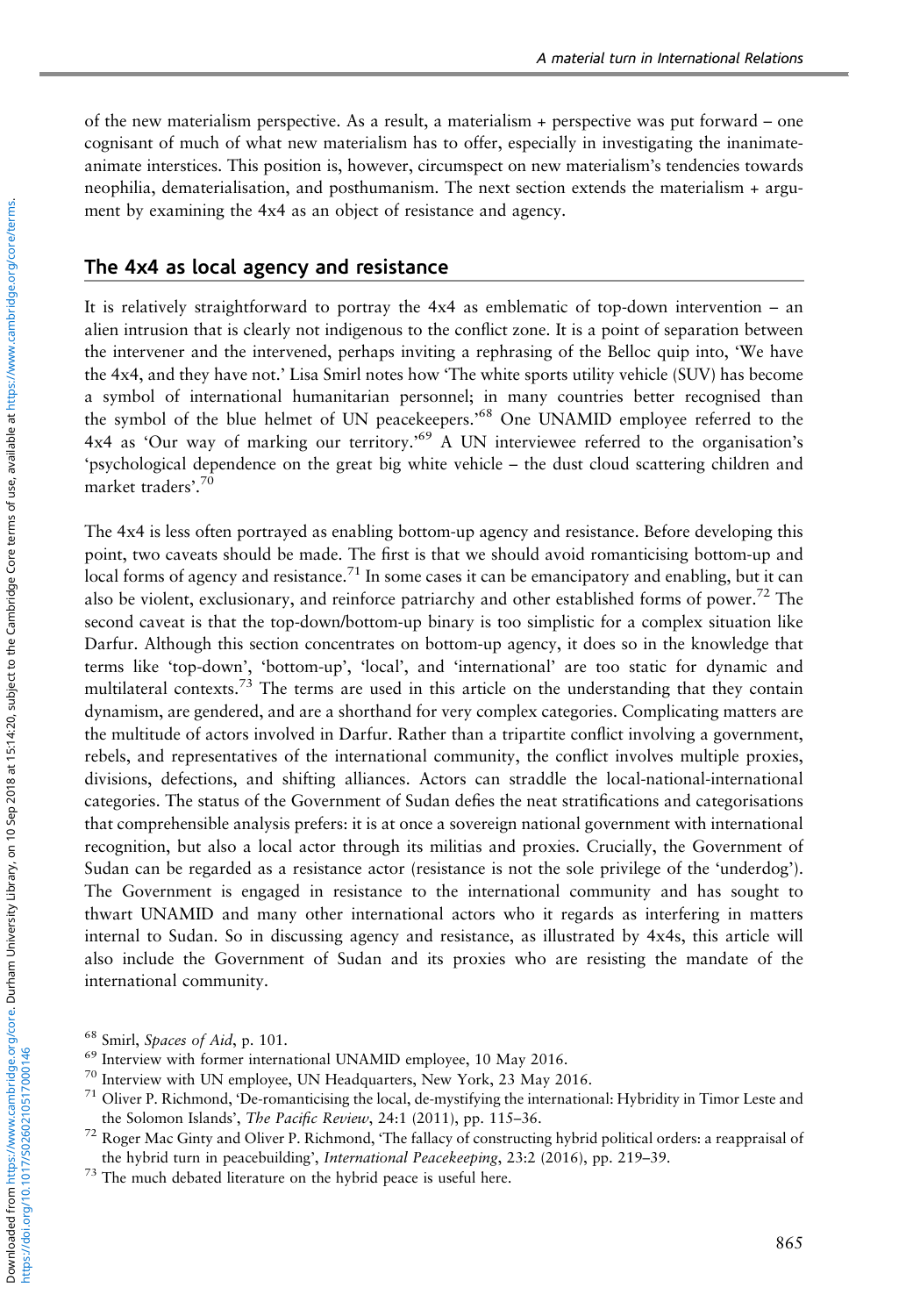of the new materialism perspective. As a result, a materialism + perspective was put forward – one cognisant of much of what new materialism has to offer, especially in investigating the inanimate-animate interstices. This position is, however, circumspect on new materialism's tendencies towards neophilia, dematerialisation, and posthumanism. The next section extends the materialism + argument by examining the 4x4 as an object of resistance and agency.

## The 4x4 as local agency and resistance

It is relatively straightforward to portray the 4x4 as emblematic of top-down intervention – an alien intrusion that is clearly not indigenous to the conflict zone. It is a point of separation between the intervener and the intervened, perhaps inviting a rephrasing of the Belloc quip into, 'We have the 4x4, and they have not.' Lisa Smirl notes how 'The white sports utility vehicle (SUV) has become a symbol of international humanitarian personnel; in many countries better recognised than the symbol of the blue helmet of UN peacekeepers.'[68] One UNAMID employee referred to the 4x4 as 'Our way of marking our territory.'[69] A UN interviewee referred to the organisation's 'psychological dependence on the great big white vehicle – the dust cloud scattering children and market traders'.[70]

The 4x4 is less often portrayed as enabling bottom-up agency and resistance. Before developing this point, two caveats should be made. The first is that we should avoid romanticising bottom-up and local forms of agency and resistance.[71] In some cases it can be emancipatory and enabling, but it can also be violent, exclusionary, and reinforce patriarchy and other established forms of power.[72] The second caveat is that the top-down/bottom-up binary is too simplistic for a complex situation like Darfur. Although this section concentrates on bottom-up agency, it does so in the knowledge that terms like 'top-down', 'bottom-up', 'local', and 'international' are too static for dynamic and multilateral contexts.[73] The terms are used in this article on the understanding that they contain dynamism, are gendered, and are a shorthand for very complex categories. Complicating matters are the multitude of actors involved in Darfur. Rather than a tripartite conflict involving a government, rebels, and representatives of the international community, the conflict involves multiple proxies, divisions, defections, and shifting alliances. Actors can straddle the local-national-international categories. The status of the Government of Sudan defies the neat stratifications and categorisations that comprehensible analysis prefers: it is at once a sovereign national government with international recognition, but also a local actor through its militias and proxies. Crucially, the Government of Sudan can be regarded as a resistance actor (resistance is not the sole privilege of the 'underdog'). The Government is engaged in resistance to the international community and has sought to thwart UNAMID and many other international actors who it regards as interfering in matters internal to Sudan. So in discussing agency and resistance, as illustrated by 4x4s, this article will also include the Government of Sudan and its proxies who are resisting the mandate of the international community.

[68] Smirl, *Spaces of Aid*, p. 101.

[69] Interview with former international UNAMID employee, 10 May 2016.

[70] Interview with UN employee, UN Headquarters, New York, 23 May 2016.

[71] Oliver P. Richmond, 'De-romanticising the local, de-mystifying the international: Hybridity in Timor Leste and the Solomon Islands', *The Pacific Review*, 24:1 (2011), pp. 115–36.

[72] Roger Mac Ginty and Oliver P. Richmond, 'The fallacy of constructing hybrid political orders: a reappraisal of the hybrid turn in peacebuilding', *International Peacekeeping*, 23:2 (2016), pp. 219–39.

[73] The much debated literature on the hybrid peace is useful here.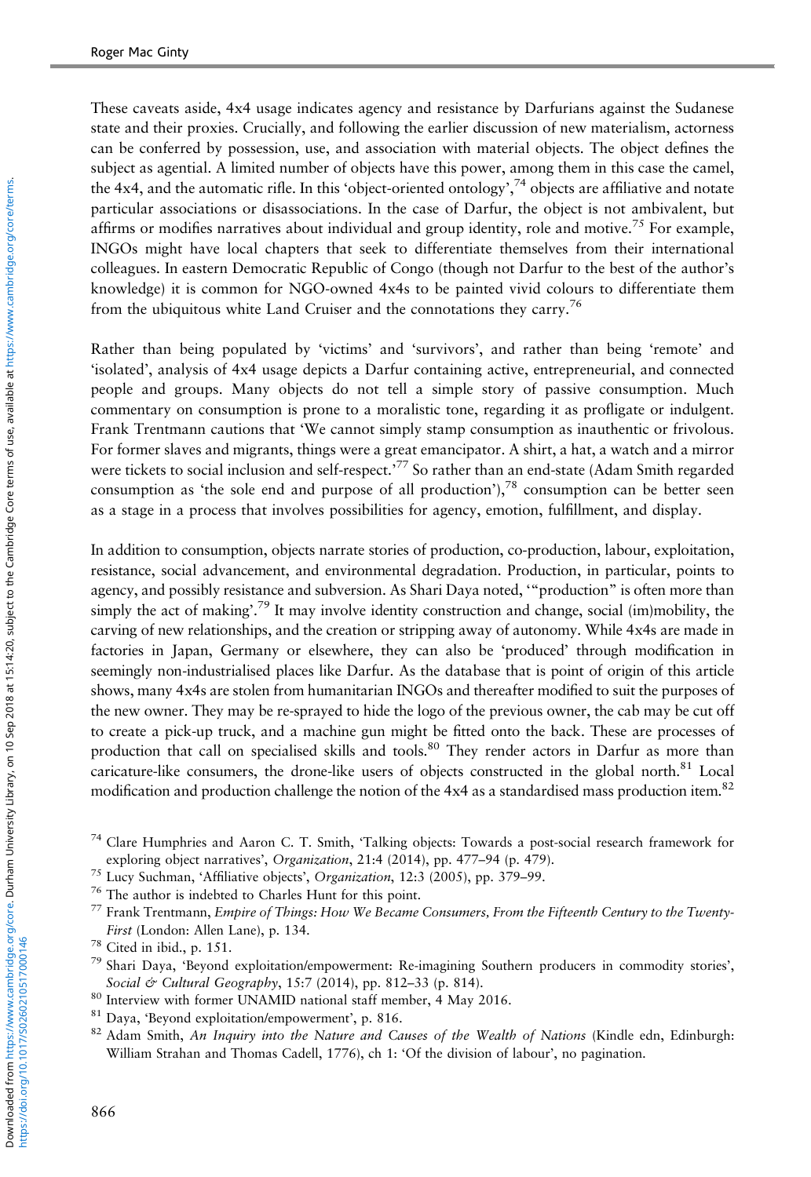These caveats aside, 4x4 usage indicates agency and resistance by Darfurians against the Sudanese state and their proxies. Crucially, and following the earlier discussion of new materialism, actorness can be conferred by possession, use, and association with material objects. The object defines the subject as agential. A limited number of objects have this power, among them in this case the camel, the 4x4, and the automatic rifle. In this 'object-oriented ontology',[74] objects are affiliative and notate particular associations or disassociations. In the case of Darfur, the object is not ambivalent, but affirms or modifies narratives about individual and group identity, role and motive.[75] For example, INGOs might have local chapters that seek to differentiate themselves from their international colleagues. In eastern Democratic Republic of Congo (though not Darfur to the best of the author's knowledge) it is common for NGO-owned 4x4s to be painted vivid colours to differentiate them from the ubiquitous white Land Cruiser and the connotations they carry.[76]

Rather than being populated by 'victims' and 'survivors', and rather than being 'remote' and 'isolated', analysis of 4x4 usage depicts a Darfur containing active, entrepreneurial, and connected people and groups. Many objects do not tell a simple story of passive consumption. Much commentary on consumption is prone to a moralistic tone, regarding it as profligate or indulgent. Frank Trentmann cautions that 'We cannot simply stamp consumption as inauthentic or frivolous. For former slaves and migrants, things were a great emancipator. A shirt, a hat, a watch and a mirror were tickets to social inclusion and self-respect.'[77] So rather than an end-state (Adam Smith regarded consumption as 'the sole end and purpose of all production'),[78] consumption can be better seen as a stage in a process that involves possibilities for agency, emotion, fulfillment, and display.

In addition to consumption, objects narrate stories of production, co-production, labour, exploitation, resistance, social advancement, and environmental degradation. Production, in particular, points to agency, and possibly resistance and subversion. As Shari Daya noted, '"production" is often more than simply the act of making'.[79] It may involve identity construction and change, social (im)mobility, the carving of new relationships, and the creation or stripping away of autonomy. While 4x4s are made in factories in Japan, Germany or elsewhere, they can also be 'produced' through modification in seemingly non-industrialised places like Darfur. As the database that is point of origin of this article shows, many 4x4s are stolen from humanitarian INGOs and thereafter modified to suit the purposes of the new owner. They may be re-sprayed to hide the logo of the previous owner, the cab may be cut off to create a pick-up truck, and a machine gun might be fitted onto the back. These are processes of production that call on specialised skills and tools.[80] They render actors in Darfur as more than caricature-like consumers, the drone-like users of objects constructed in the global north.[81] Local modification and production challenge the notion of the 4x4 as a standardised mass production item.[82]

[74] Clare Humphries and Aaron C. T. Smith, 'Talking objects: Towards a post-social research framework for exploring object narratives', *Organization*, 21:4 (2014), pp. 477–94 (p. 479).

[75] Lucy Suchman, 'Affiliative objects', *Organization*, 12:3 (2005), pp. 379–99.

[76] The author is indebted to Charles Hunt for this point.

[77] Frank Trentmann, *Empire of Things: How We Became Consumers, From the Fifteenth Century to the Twenty-First* (London: Allen Lane), p. 134.

[78] Cited in ibid., p. 151.

[79] Shari Daya, 'Beyond exploitation/empowerment: Re-imagining Southern producers in commodity stories', *Social & Cultural Geography*, 15:7 (2014), pp. 812–33 (p. 814).

[80] Interview with former UNAMID national staff member, 4 May 2016.

[81] Daya, 'Beyond exploitation/empowerment', p. 816.

[82] Adam Smith, *An Inquiry into the Nature and Causes of the Wealth of Nations* (Kindle edn, Edinburgh: William Strahan and Thomas Cadell, 1776), ch 1: 'Of the division of labour', no pagination.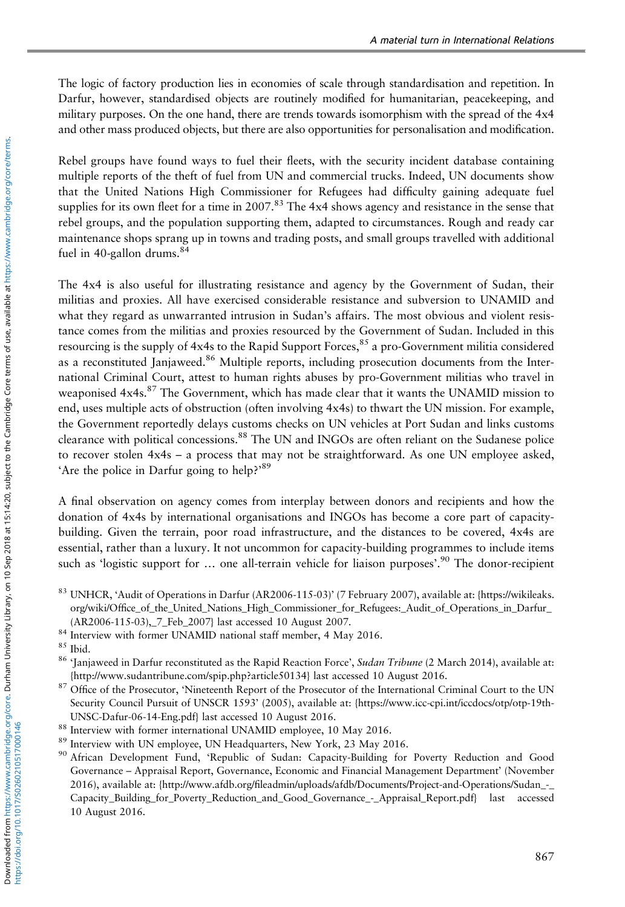The logic of factory production lies in economies of scale through standardisation and repetition. In Darfur, however, standardised objects are routinely modified for humanitarian, peacekeeping, and military purposes. On the one hand, there are trends towards isomorphism with the spread of the 4x4 and other mass produced objects, but there are also opportunities for personalisation and modification.

Rebel groups have found ways to fuel their fleets, with the security incident database containing multiple reports of the theft of fuel from UN and commercial trucks. Indeed, UN documents show that the United Nations High Commissioner for Refugees had difficulty gaining adequate fuel supplies for its own fleet for a time in 2007.[83] The 4x4 shows agency and resistance in the sense that rebel groups, and the population supporting them, adapted to circumstances. Rough and ready car maintenance shops sprang up in towns and trading posts, and small groups travelled with additional fuel in 40-gallon drums.[84]

The 4x4 is also useful for illustrating resistance and agency by the Government of Sudan, their militias and proxies. All have exercised considerable resistance and subversion to UNAMID and what they regard as unwarranted intrusion in Sudan's affairs. The most obvious and violent resistance comes from the militias and proxies resourced by the Government of Sudan. Included in this resourcing is the supply of 4x4s to the Rapid Support Forces,[85] a pro-Government militia considered as a reconstituted Janjaweed.[86] Multiple reports, including prosecution documents from the International Criminal Court, attest to human rights abuses by pro-Government militias who travel in weaponised 4x4s.[87] The Government, which has made clear that it wants the UNAMID mission to end, uses multiple acts of obstruction (often involving 4x4s) to thwart the UN mission. For example, the Government reportedly delays customs checks on UN vehicles at Port Sudan and links customs clearance with political concessions.[88] The UN and INGOs are often reliant on the Sudanese police to recover stolen 4x4s – a process that may not be straightforward. As one UN employee asked, 'Are the police in Darfur going to help?'[89]

A final observation on agency comes from interplay between donors and recipients and how the donation of 4x4s by international organisations and INGOs has become a core part of capacity-building. Given the terrain, poor road infrastructure, and the distances to be covered, 4x4s are essential, rather than a luxury. It not uncommon for capacity-building programmes to include items such as 'logistic support for … one all-terrain vehicle for liaison purposes'.[90] The donor-recipient

[83] UNHCR, 'Audit of Operations in Darfur (AR2006-115-03)' (7 February 2007), available at: {https://wikileaks.org/wiki/Office_of_the_United_Nations_High_Commissioner_for_Refugees:_Audit_of_Operations_in_Darfur_(AR2006-115-03),_7_Feb_2007} last accessed 10 August 2007.

[84] Interview with former UNAMID national staff member, 4 May 2016.

[85] Ibid.

[86] 'Janjaweed in Darfur reconstituted as the Rapid Reaction Force', *Sudan Tribune* (2 March 2014), available at: {http://www.sudantribune.com/spip.php?article50134} last accessed 10 August 2016.

[87] Office of the Prosecutor, 'Nineteenth Report of the Prosecutor of the International Criminal Court to the UN Security Council Pursuit of UNSCR 1593' (2005), available at: {https://www.icc-cpi.int/iccdocs/otp/otp-19th-UNSC-Dafur-06-14-Eng.pdf} last accessed 10 August 2016.

[88] Interview with former international UNAMID employee, 10 May 2016.

[89] Interview with UN employee, UN Headquarters, New York, 23 May 2016.

[90] African Development Fund, 'Republic of Sudan: Capacity-Building for Poverty Reduction and Good Governance – Appraisal Report, Governance, Economic and Financial Management Department' (November 2016), available at: {http://www.afdb.org/fileadmin/uploads/afdb/Documents/Project-and-Operations/Sudan_-_Capacity_Building_for_Poverty_Reduction_and_Good_Governance_-_Appraisal_Report.pdf} last accessed 10 August 2016.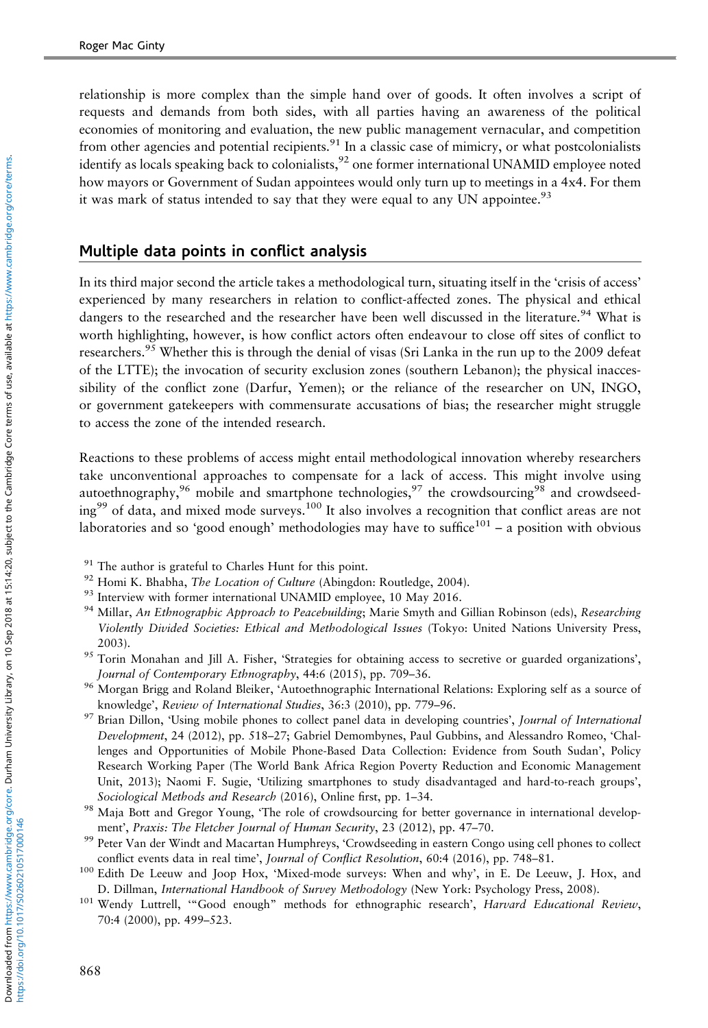relationship is more complex than the simple hand over of goods. It often involves a script of requests and demands from both sides, with all parties having an awareness of the political economies of monitoring and evaluation, the new public management vernacular, and competition from other agencies and potential recipients.[91] In a classic case of mimicry, or what postcolonialists identify as locals speaking back to colonialists,[92] one former international UNAMID employee noted how mayors or Government of Sudan appointees would only turn up to meetings in a 4x4. For them it was mark of status intended to say that they were equal to any UN appointee.[93]

## Multiple data points in conflict analysis

In its third major second the article takes a methodological turn, situating itself in the 'crisis of access' experienced by many researchers in relation to conflict-affected zones. The physical and ethical dangers to the researched and the researcher have been well discussed in the literature.[94] What is worth highlighting, however, is how conflict actors often endeavour to close off sites of conflict to researchers.[95] Whether this is through the denial of visas (Sri Lanka in the run up to the 2009 defeat of the LTTE); the invocation of security exclusion zones (southern Lebanon); the physical inaccessibility of the conflict zone (Darfur, Yemen); or the reliance of the researcher on UN, INGO, or government gatekeepers with commensurate accusations of bias; the researcher might struggle to access the zone of the intended research.

Reactions to these problems of access might entail methodological innovation whereby researchers take unconventional approaches to compensate for a lack of access. This might involve using autoethnography,[96] mobile and smartphone technologies,[97] the crowdsourcing[98] and crowdseeding[99] of data, and mixed mode surveys.[100] It also involves a recognition that conflict areas are not laboratories and so 'good enough' methodologies may have to suffice[101] – a position with obvious

[91] The author is grateful to Charles Hunt for this point.

[92] Homi K. Bhabha, *The Location of Culture* (Abingdon: Routledge, 2004).

[93] Interview with former international UNAMID employee, 10 May 2016.

[94] Millar, *An Ethnographic Approach to Peacebuilding*; Marie Smyth and Gillian Robinson (eds), *Researching Violently Divided Societies: Ethical and Methodological Issues* (Tokyo: United Nations University Press, 2003).

[95] Torin Monahan and Jill A. Fisher, 'Strategies for obtaining access to secretive or guarded organizations', *Journal of Contemporary Ethnography*, 44:6 (2015), pp. 709–36.

[96] Morgan Brigg and Roland Bleiker, 'Autoethnographic International Relations: Exploring self as a source of knowledge', *Review of International Studies*, 36:3 (2010), pp. 779–96.

[97] Brian Dillon, 'Using mobile phones to collect panel data in developing countries', *Journal of International Development*, 24 (2012), pp. 518–27; Gabriel Demombynes, Paul Gubbins, and Alessandro Romeo, 'Challenges and Opportunities of Mobile Phone-Based Data Collection: Evidence from South Sudan', Policy Research Working Paper (The World Bank Africa Region Poverty Reduction and Economic Management Unit, 2013); Naomi F. Sugie, 'Utilizing smartphones to study disadvantaged and hard-to-reach groups', *Sociological Methods and Research* (2016), Online first, pp. 1–34.

[98] Maja Bott and Gregor Young, 'The role of crowdsourcing for better governance in international development', *Praxis: The Fletcher Journal of Human Security*, 23 (2012), pp. 47–70.

[99] Peter Van der Windt and Macartan Humphreys, 'Crowdseeding in eastern Congo using cell phones to collect conflict events data in real time', *Journal of Conflict Resolution*, 60:4 (2016), pp. 748–81.

[100] Edith De Leeuw and Joop Hox, 'Mixed-mode surveys: When and why', in E. De Leeuw, J. Hox, and D. Dillman, *International Handbook of Survey Methodology* (New York: Psychology Press, 2008).

[101] Wendy Luttrell, '"Good enough" methods for ethnographic research', *Harvard Educational Review*, 70:4 (2000), pp. 499–523.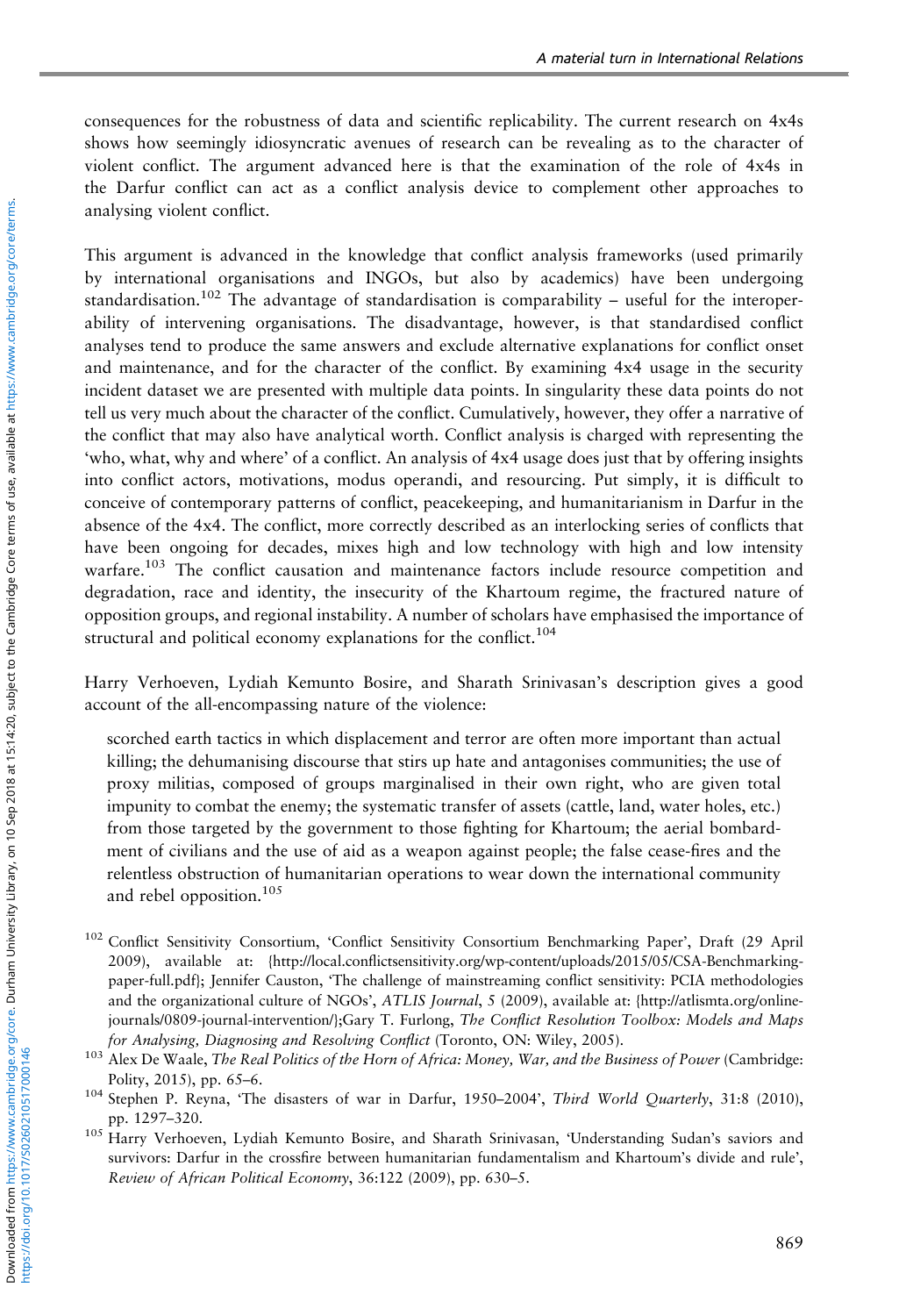consequences for the robustness of data and scientific replicability. The current research on 4x4s shows how seemingly idiosyncratic avenues of research can be revealing as to the character of violent conflict. The argument advanced here is that the examination of the role of 4x4s in the Darfur conflict can act as a conflict analysis device to complement other approaches to analysing violent conflict.

This argument is advanced in the knowledge that conflict analysis frameworks (used primarily by international organisations and INGOs, but also by academics) have been undergoing standardisation.[102] The advantage of standardisation is comparability – useful for the interoperability of intervening organisations. The disadvantage, however, is that standardised conflict analyses tend to produce the same answers and exclude alternative explanations for conflict onset and maintenance, and for the character of the conflict. By examining 4x4 usage in the security incident dataset we are presented with multiple data points. In singularity these data points do not tell us very much about the character of the conflict. Cumulatively, however, they offer a narrative of the conflict that may also have analytical worth. Conflict analysis is charged with representing the 'who, what, why and where' of a conflict. An analysis of 4x4 usage does just that by offering insights into conflict actors, motivations, modus operandi, and resourcing. Put simply, it is difficult to conceive of contemporary patterns of conflict, peacekeeping, and humanitarianism in Darfur in the absence of the 4x4. The conflict, more correctly described as an interlocking series of conflicts that have been ongoing for decades, mixes high and low technology with high and low intensity warfare.[103] The conflict causation and maintenance factors include resource competition and degradation, race and identity, the insecurity of the Khartoum regime, the fractured nature of opposition groups, and regional instability. A number of scholars have emphasised the importance of structural and political economy explanations for the conflict.[104]

Harry Verhoeven, Lydiah Kemunto Bosire, and Sharath Srinivasan's description gives a good account of the all-encompassing nature of the violence:

> scorched earth tactics in which displacement and terror are often more important than actual killing; the dehumanising discourse that stirs up hate and antagonises communities; the use of proxy militias, composed of groups marginalised in their own right, who are given total impunity to combat the enemy; the systematic transfer of assets (cattle, land, water holes, etc.) from those targeted by the government to those fighting for Khartoum; the aerial bombardment of civilians and the use of aid as a weapon against people; the false cease-fires and the relentless obstruction of humanitarian operations to wear down the international community and rebel opposition.[105]

[102] Conflict Sensitivity Consortium, 'Conflict Sensitivity Consortium Benchmarking Paper', Draft (29 April 2009), available at: {http://local.conflictsensitivity.org/wp-content/uploads/2015/05/CSA-Benchmarking-paper-full.pdf}; Jennifer Causton, 'The challenge of mainstreaming conflict sensitivity: PCIA methodologies and the organizational culture of NGOs', *ATLIS Journal*, 5 (2009), available at: {http://atlismta.org/online-journals/0809-journal-intervention/};Gary T. Furlong, *The Conflict Resolution Toolbox: Models and Maps for Analysing, Diagnosing and Resolving Conflict* (Toronto, ON: Wiley, 2005).

[103] Alex De Waale, *The Real Politics of the Horn of Africa: Money, War, and the Business of Power* (Cambridge: Polity, 2015), pp. 65–6.

[104] Stephen P. Reyna, 'The disasters of war in Darfur, 1950–2004', *Third World Quarterly*, 31:8 (2010), pp. 1297–320.

[105] Harry Verhoeven, Lydiah Kemunto Bosire, and Sharath Srinivasan, 'Understanding Sudan's saviors and survivors: Darfur in the crossfire between humanitarian fundamentalism and Khartoum's divide and rule', *Review of African Political Economy*, 36:122 (2009), pp. 630–5.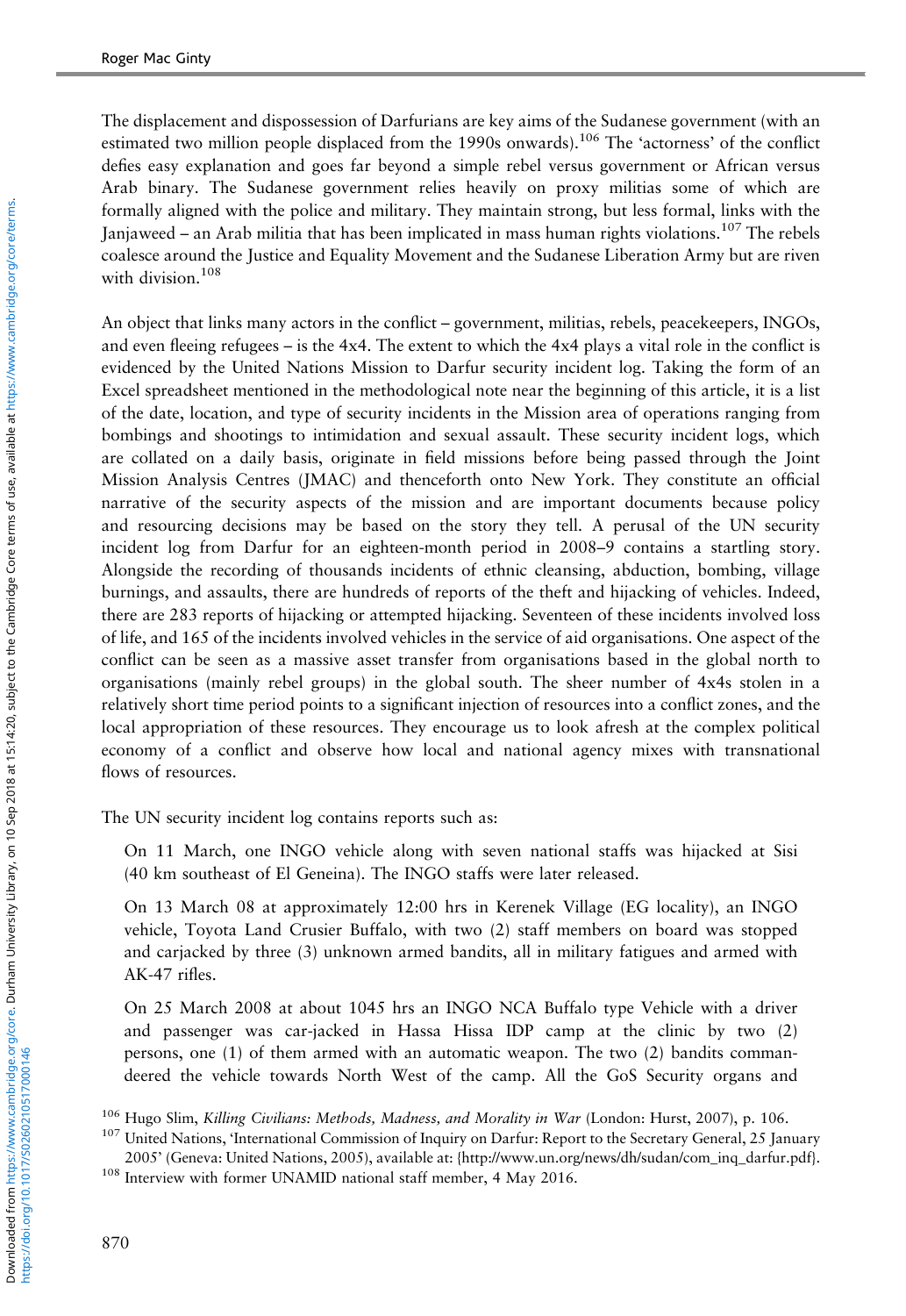The displacement and dispossession of Darfurians are key aims of the Sudanese government (with an estimated two million people displaced from the 1990s onwards).[106] The 'actorness' of the conflict defies easy explanation and goes far beyond a simple rebel versus government or African versus Arab binary. The Sudanese government relies heavily on proxy militias some of which are formally aligned with the police and military. They maintain strong, but less formal, links with the Janjaweed – an Arab militia that has been implicated in mass human rights violations.[107] The rebels coalesce around the Justice and Equality Movement and the Sudanese Liberation Army but are riven with division.[108]

An object that links many actors in the conflict – government, militias, rebels, peacekeepers, INGOs, and even fleeing refugees – is the 4x4. The extent to which the 4x4 plays a vital role in the conflict is evidenced by the United Nations Mission to Darfur security incident log. Taking the form of an Excel spreadsheet mentioned in the methodological note near the beginning of this article, it is a list of the date, location, and type of security incidents in the Mission area of operations ranging from bombings and shootings to intimidation and sexual assault. These security incident logs, which are collated on a daily basis, originate in field missions before being passed through the Joint Mission Analysis Centres (JMAC) and thenceforth onto New York. They constitute an official narrative of the security aspects of the mission and are important documents because policy and resourcing decisions may be based on the story they tell. A perusal of the UN security incident log from Darfur for an eighteen-month period in 2008–9 contains a startling story. Alongside the recording of thousands incidents of ethnic cleansing, abduction, bombing, village burnings, and assaults, there are hundreds of reports of the theft and hijacking of vehicles. Indeed, there are 283 reports of hijacking or attempted hijacking. Seventeen of these incidents involved loss of life, and 165 of the incidents involved vehicles in the service of aid organisations. One aspect of the conflict can be seen as a massive asset transfer from organisations based in the global north to organisations (mainly rebel groups) in the global south. The sheer number of 4x4s stolen in a relatively short time period points to a significant injection of resources into a conflict zones, and the local appropriation of these resources. They encourage us to look afresh at the complex political economy of a conflict and observe how local and national agency mixes with transnational flows of resources.

The UN security incident log contains reports such as:

> On 11 March, one INGO vehicle along with seven national staffs was hijacked at Sisi (40 km southeast of El Geneina). The INGO staffs were later released.
>
> On 13 March 08 at approximately 12:00 hrs in Kerenek Village (EG locality), an INGO vehicle, Toyota Land Crusier Buffalo, with two (2) staff members on board was stopped and carjacked by three (3) unknown armed bandits, all in military fatigues and armed with AK-47 rifles.
>
> On 25 March 2008 at about 1045 hrs an INGO NCA Buffalo type Vehicle with a driver and passenger was car-jacked in Hassa Hissa IDP camp at the clinic by two (2) persons, one (1) of them armed with an automatic weapon. The two (2) bandits commandeered the vehicle towards North West of the camp. All the GoS Security organs and

[106] Hugo Slim, *Killing Civilians: Methods, Madness, and Morality in War* (London: Hurst, 2007), p. 106.

[107] United Nations, 'International Commission of Inquiry on Darfur: Report to the Secretary General, 25 January 2005' (Geneva: United Nations, 2005), available at: {http://www.un.org/news/dh/sudan/com_inq_darfur.pdf}.

[108] Interview with former UNAMID national staff member, 4 May 2016.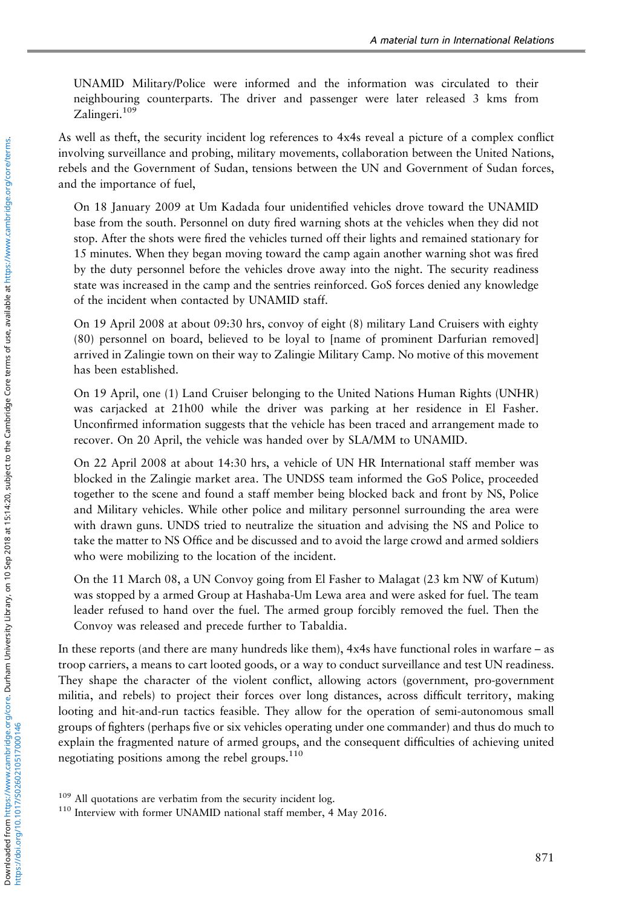UNAMID Military/Police were informed and the information was circulated to their neighbouring counterparts. The driver and passenger were later released 3 kms from Zalingeri.[109]

As well as theft, the security incident log references to 4x4s reveal a picture of a complex conflict involving surveillance and probing, military movements, collaboration between the United Nations, rebels and the Government of Sudan, tensions between the UN and Government of Sudan forces, and the importance of fuel,

> On 18 January 2009 at Um Kadada four unidentified vehicles drove toward the UNAMID base from the south. Personnel on duty fired warning shots at the vehicles when they did not stop. After the shots were fired the vehicles turned off their lights and remained stationary for 15 minutes. When they began moving toward the camp again another warning shot was fired by the duty personnel before the vehicles drove away into the night. The security readiness state was increased in the camp and the sentries reinforced. GoS forces denied any knowledge of the incident when contacted by UNAMID staff.
>
> On 19 April 2008 at about 09:30 hrs, convoy of eight (8) military Land Cruisers with eighty (80) personnel on board, believed to be loyal to [name of prominent Darfurian removed] arrived in Zalingie town on their way to Zalingie Military Camp. No motive of this movement has been established.
>
> On 19 April, one (1) Land Cruiser belonging to the United Nations Human Rights (UNHR) was carjacked at 21h00 while the driver was parking at her residence in El Fasher. Unconfirmed information suggests that the vehicle has been traced and arrangement made to recover. On 20 April, the vehicle was handed over by SLA/MM to UNAMID.
>
> On 22 April 2008 at about 14:30 hrs, a vehicle of UN HR International staff member was blocked in the Zalingie market area. The UNDSS team informed the GoS Police, proceeded together to the scene and found a staff member being blocked back and front by NS, Police and Military vehicles. While other police and military personnel surrounding the area were with drawn guns. UNDS tried to neutralize the situation and advising the NS and Police to take the matter to NS Office and be discussed and to avoid the large crowd and armed soldiers who were mobilizing to the location of the incident.
>
> On the 11 March 08, a UN Convoy going from El Fasher to Malagat (23 km NW of Kutum) was stopped by a armed Group at Hashaba-Um Lewa area and were asked for fuel. The team leader refused to hand over the fuel. The armed group forcibly removed the fuel. Then the Convoy was released and precede further to Tabaldia.

In these reports (and there are many hundreds like them), 4x4s have functional roles in warfare – as troop carriers, a means to cart looted goods, or a way to conduct surveillance and test UN readiness. They shape the character of the violent conflict, allowing actors (government, pro-government militia, and rebels) to project their forces over long distances, across difficult territory, making looting and hit-and-run tactics feasible. They allow for the operation of semi-autonomous small groups of fighters (perhaps five or six vehicles operating under one commander) and thus do much to explain the fragmented nature of armed groups, and the consequent difficulties of achieving united negotiating positions among the rebel groups.[110]

---

[109] All quotations are verbatim from the security incident log.

[110] Interview with former UNAMID national staff member, 4 May 2016.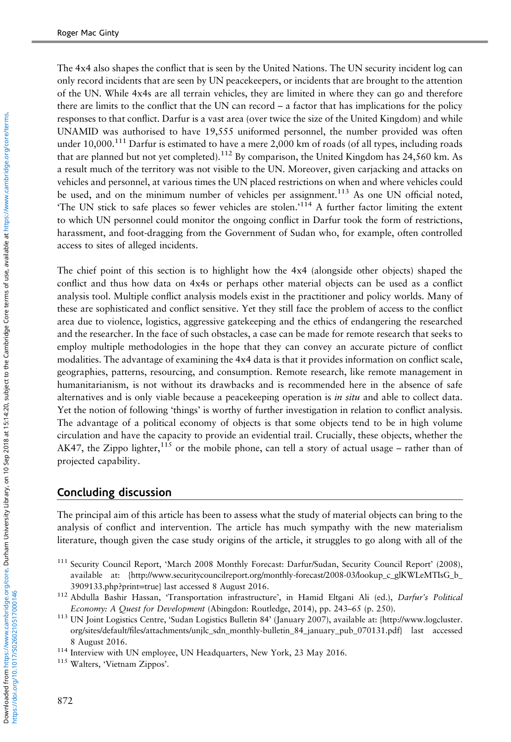The 4x4 also shapes the conflict that is seen by the United Nations. The UN security incident log can only record incidents that are seen by UN peacekeepers, or incidents that are brought to the attention of the UN. While 4x4s are all terrain vehicles, they are limited in where they can go and therefore there are limits to the conflict that the UN can record – a factor that has implications for the policy responses to that conflict. Darfur is a vast area (over twice the size of the United Kingdom) and while UNAMID was authorised to have 19,555 uniformed personnel, the number provided was often under 10,000.[111] Darfur is estimated to have a mere 2,000 km of roads (of all types, including roads that are planned but not yet completed).[112] By comparison, the United Kingdom has 24,560 km. As a result much of the territory was not visible to the UN. Moreover, given carjacking and attacks on vehicles and personnel, at various times the UN placed restrictions on when and where vehicles could be used, and on the minimum number of vehicles per assignment.[113] As one UN official noted, 'The UN stick to safe places so fewer vehicles are stolen.'[114] A further factor limiting the extent to which UN personnel could monitor the ongoing conflict in Darfur took the form of restrictions, harassment, and foot-dragging from the Government of Sudan who, for example, often controlled access to sites of alleged incidents.

The chief point of this section is to highlight how the 4x4 (alongside other objects) shaped the conflict and thus how data on 4x4s or perhaps other material objects can be used as a conflict analysis tool. Multiple conflict analysis models exist in the practitioner and policy worlds. Many of these are sophisticated and conflict sensitive. Yet they still face the problem of access to the conflict area due to violence, logistics, aggressive gatekeeping and the ethics of endangering the researched and the researcher. In the face of such obstacles, a case can be made for remote research that seeks to employ multiple methodologies in the hope that they can convey an accurate picture of conflict modalities. The advantage of examining the 4x4 data is that it provides information on conflict scale, geographies, patterns, resourcing, and consumption. Remote research, like remote management in humanitarianism, is not without its drawbacks and is recommended here in the absence of safe alternatives and is only viable because a peacekeeping operation is *in situ* and able to collect data. Yet the notion of following 'things' is worthy of further investigation in relation to conflict analysis. The advantage of a political economy of objects is that some objects tend to be in high volume circulation and have the capacity to provide an evidential trail. Crucially, these objects, whether the AK47, the Zippo lighter,[115] or the mobile phone, can tell a story of actual usage – rather than of projected capability.

## Concluding discussion

The principal aim of this article has been to assess what the study of material objects can bring to the analysis of conflict and intervention. The article has much sympathy with the new materialism literature, though given the case study origins of the article, it struggles to go along with all of the

[111] Security Council Report, 'March 2008 Monthly Forecast: Darfur/Sudan, Security Council Report' (2008), available at: {http://www.securitycouncilreport.org/monthly-forecast/2008-03/lookup_c_glKWLeMTIsG_b_3909133.php?print=true} last accessed 8 August 2016.

[112] Abdulla Bashir Hassan, 'Transportation infrastructure', in Hamid Eltgani Ali (ed.), *Darfur's Political Economy: A Quest for Development* (Abingdon: Routledge, 2014), pp. 243–65 (p. 250).

[113] UN Joint Logistics Centre, 'Sudan Logistics Bulletin 84' (January 2007), available at: {http://www.logcluster.org/sites/default/files/attachments/unjlc_sdn_monthly-bulletin_84_january_pub_070131.pdf} last accessed 8 August 2016.

[114] Interview with UN employee, UN Headquarters, New York, 23 May 2016.

[115] Walters, 'Vietnam Zippos'.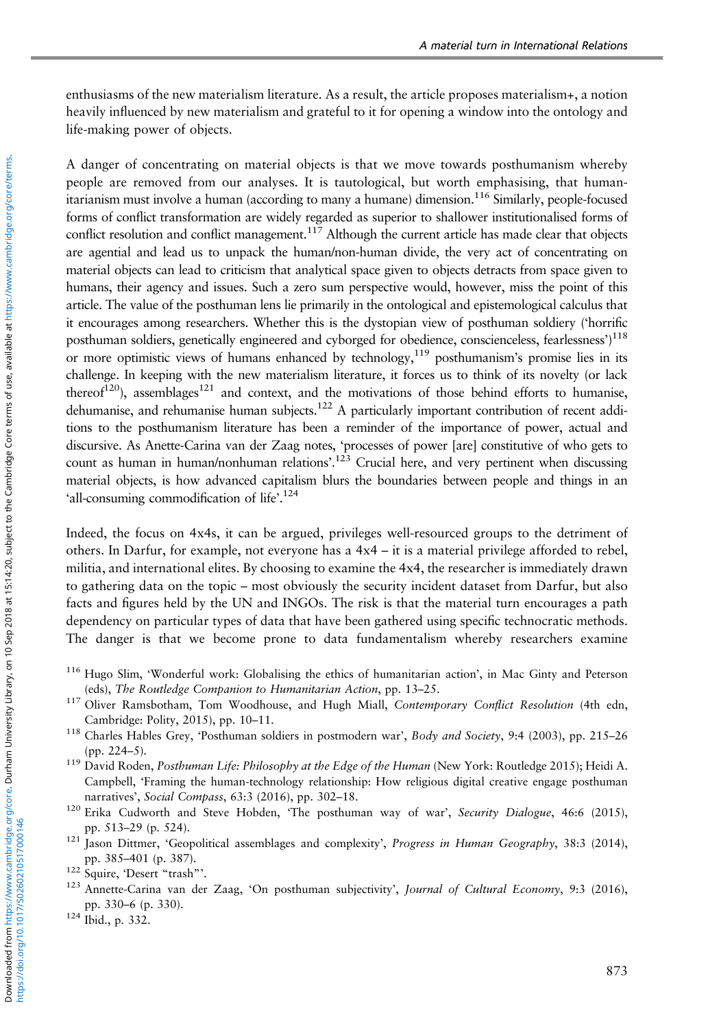enthusiasms of the new materialism literature. As a result, the article proposes materialism+, a notion heavily influenced by new materialism and grateful to it for opening a window into the ontology and life-making power of objects.

A danger of concentrating on material objects is that we move towards posthumanism whereby people are removed from our analyses. It is tautological, but worth emphasising, that humanitarianism must involve a human (according to many a humane) dimension.[116] Similarly, people-focused forms of conflict transformation are widely regarded as superior to shallower institutionalised forms of conflict resolution and conflict management.[117] Although the current article has made clear that objects are agential and lead us to unpack the human/non-human divide, the very act of concentrating on material objects can lead to criticism that analytical space given to objects detracts from space given to humans, their agency and issues. Such a zero sum perspective would, however, miss the point of this article. The value of the posthuman lens lie primarily in the ontological and epistemological calculus that it encourages among researchers. Whether this is the dystopian view of posthuman soldiery ('horrific posthuman soldiers, genetically engineered and cyborged for obedience, consciencelesss, fearlessness')[118] or more optimistic views of humans enhanced by technology,[119] posthumanism's promise lies in its challenge. In keeping with the new materialism literature, it forces us to think of its novelty (or lack thereof[120]), assemblages[121] and context, and the motivations of those behind efforts to humanise, dehumanise, and rehumanise human subjects.[122] A particularly important contribution of recent additions to the posthumanism literature has been a reminder of the importance of power, actual and discursive. As Anette-Carina van der Zaag notes, 'processes of power [are] constitutive of who gets to count as human in human/nonhuman relations'.[123] Crucial here, and very pertinent when discussing material objects, is how advanced capitalism blurs the boundaries between people and things in an 'all-consuming commodification of life'.[124]

Indeed, the focus on 4x4s, it can be argued, privileges well-resourced groups to the detriment of others. In Darfur, for example, not everyone has a 4x4 – it is a material privilege afforded to rebel, militia, and international elites. By choosing to examine the 4x4, the researcher is immediately drawn to gathering data on the topic – most obviously the security incident dataset from Darfur, but also facts and figures held by the UN and INGOs. The risk is that the material turn encourages a path dependency on particular types of data that have been gathered using specific technocratic methods. The danger is that we become prone to data fundamentalism whereby researchers examine

[116] Hugo Slim, 'Wonderful work: Globalising the ethics of humanitarian action', in Mac Ginty and Peterson (eds), *The Routledge Companion to Humanitarian Action*, pp. 13–25.

[117] Oliver Ramsbotham, Tom Woodhouse, and Hugh Miall, *Contemporary Conflict Resolution* (4th edn, Cambridge: Polity, 2015), pp. 10–11.

[118] Charles Hables Grey, 'Posthuman soldiers in postmodern war', *Body and Society*, 9:4 (2003), pp. 215–26 (pp. 224–5).

[119] David Roden, *Posthuman Life: Philosophy at the Edge of the Human* (New York: Routledge 2015); Heidi A. Campbell, 'Framing the human-technology relationship: How religious digital creative engage posthuman narratives', *Social Compass*, 63:3 (2016), pp. 302–18.

[120] Erika Cudworth and Steve Hobden, 'The posthuman way of war', *Security Dialogue*, 46:6 (2015), pp. 513–29 (p. 524).

[121] Jason Dittmer, 'Geopolitical assemblages and complexity', *Progress in Human Geography*, 38:3 (2014), pp. 385–401 (p. 387).

[122] Squire, 'Desert "trash"'.

[123] Annette-Carina van der Zaag, 'On posthuman subjectivity', *Journal of Cultural Economy*, 9:3 (2016), pp. 330–6 (p. 330).

[124] Ibid., p. 332.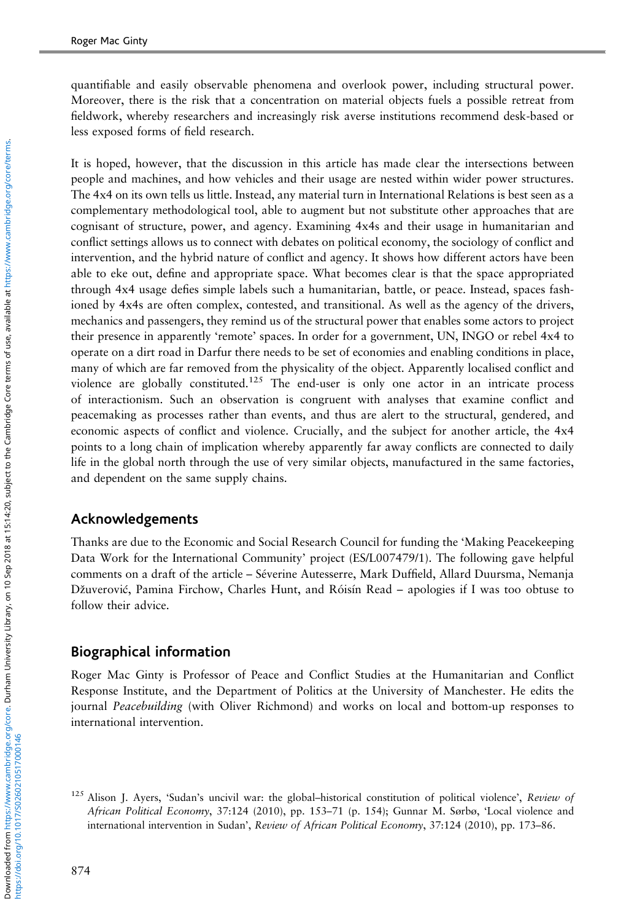quantifiable and easily observable phenomena and overlook power, including structural power. Moreover, there is the risk that a concentration on material objects fuels a possible retreat from fieldwork, whereby researchers and increasingly risk averse institutions recommend desk-based or less exposed forms of field research.

It is hoped, however, that the discussion in this article has made clear the intersections between people and machines, and how vehicles and their usage are nested within wider power structures. The 4x4 on its own tells us little. Instead, any material turn in International Relations is best seen as a complementary methodological tool, able to augment but not substitute other approaches that are cognisant of structure, power, and agency. Examining 4x4s and their usage in humanitarian and conflict settings allows us to connect with debates on political economy, the sociology of conflict and intervention, and the hybrid nature of conflict and agency. It shows how different actors have been able to eke out, define and appropriate space. What becomes clear is that the space appropriated through 4x4 usage defies simple labels such a humanitarian, battle, or peace. Instead, spaces fashioned by 4x4s are often complex, contested, and transitional. As well as the agency of the drivers, mechanics and passengers, they remind us of the structural power that enables some actors to project their presence in apparently 'remote' spaces. In order for a government, UN, INGO or rebel 4x4 to operate on a dirt road in Darfur there needs to be set of economies and enabling conditions in place, many of which are far removed from the physicality of the object. Apparently localised conflict and violence are globally constituted.[125] The end-user is only one actor in an intricate process of interactionism. Such an observation is congruent with analyses that examine conflict and peacemaking as processes rather than events, and thus are alert to the structural, gendered, and economic aspects of conflict and violence. Crucially, and the subject for another article, the 4x4 points to a long chain of implication whereby apparently far away conflicts are connected to daily life in the global north through the use of very similar objects, manufactured in the same factories, and dependent on the same supply chains.

## Acknowledgements

Thanks are due to the Economic and Social Research Council for funding the 'Making Peacekeeping Data Work for the International Community' project (ES/L007479/1). The following gave helpful comments on a draft of the article – Séverine Autesserre, Mark Duffield, Allard Duursma, Nemanja Džuverović, Pamina Firchow, Charles Hunt, and Róisín Read – apologies if I was too obtuse to follow their advice.

## Biographical information

Roger Mac Ginty is Professor of Peace and Conflict Studies at the Humanitarian and Conflict Response Institute, and the Department of Politics at the University of Manchester. He edits the journal *Peacebuilding* (with Oliver Richmond) and works on local and bottom-up responses to international intervention.

[125] Alison J. Ayers, 'Sudan's uncivil war: the global–historical constitution of political violence', *Review of African Political Economy*, 37:124 (2010), pp. 153–71 (p. 154); Gunnar M. Sørbø, 'Local violence and international intervention in Sudan', *Review of African Political Economy*, 37:124 (2010), pp. 173–86.